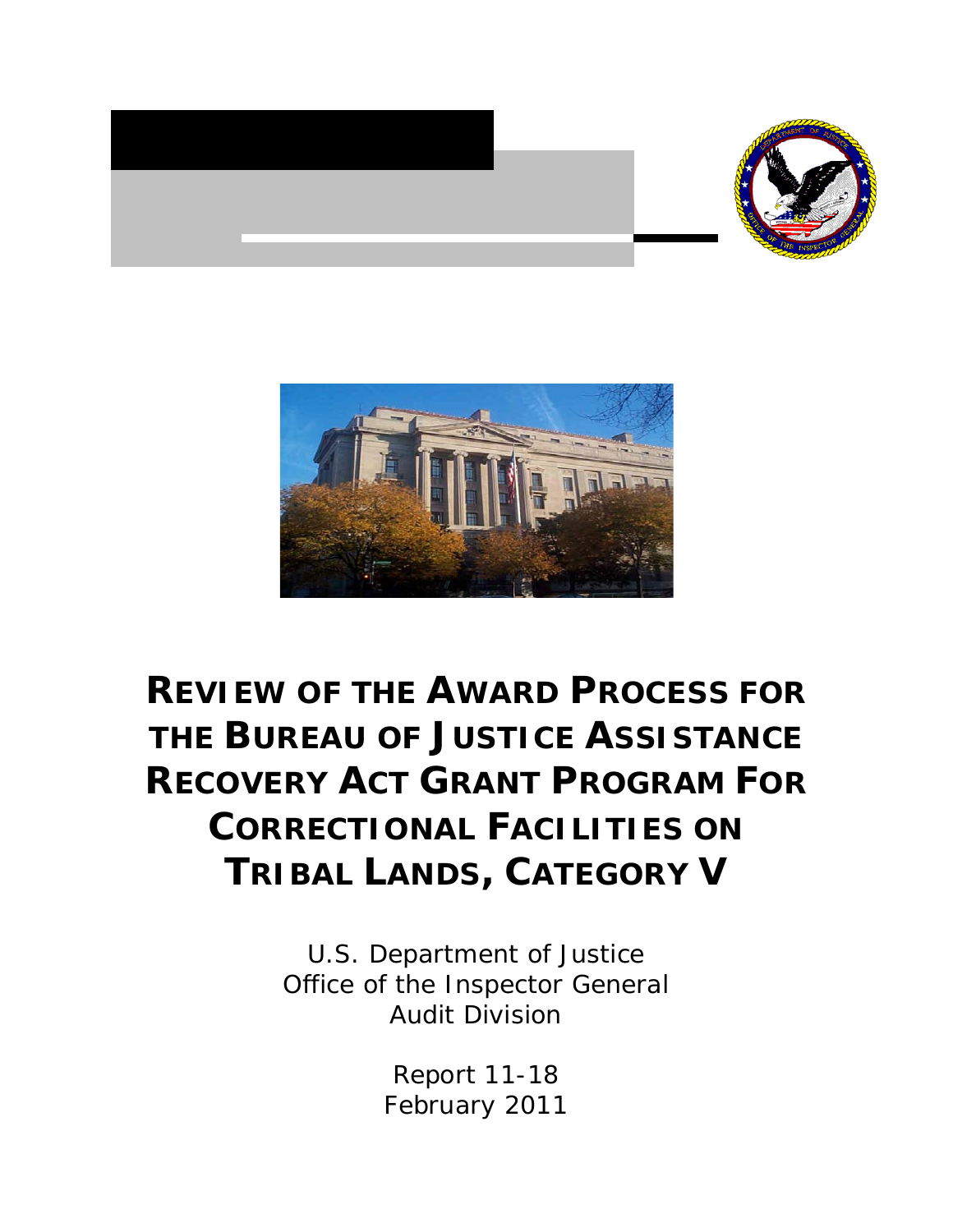# REVIEW OF THE AWARD PROCESS FOR THE BUREAU OF JUSTICE ASSISTANCE RECOVERY ACT GRANT PROGRAM FOR CORRECTIONAL FACILITIES ON TRIBAL LANDS, CATEGORY V

U.S. Department of Justice
Office of the Inspector General
Audit Division

Report 11-18
February 2011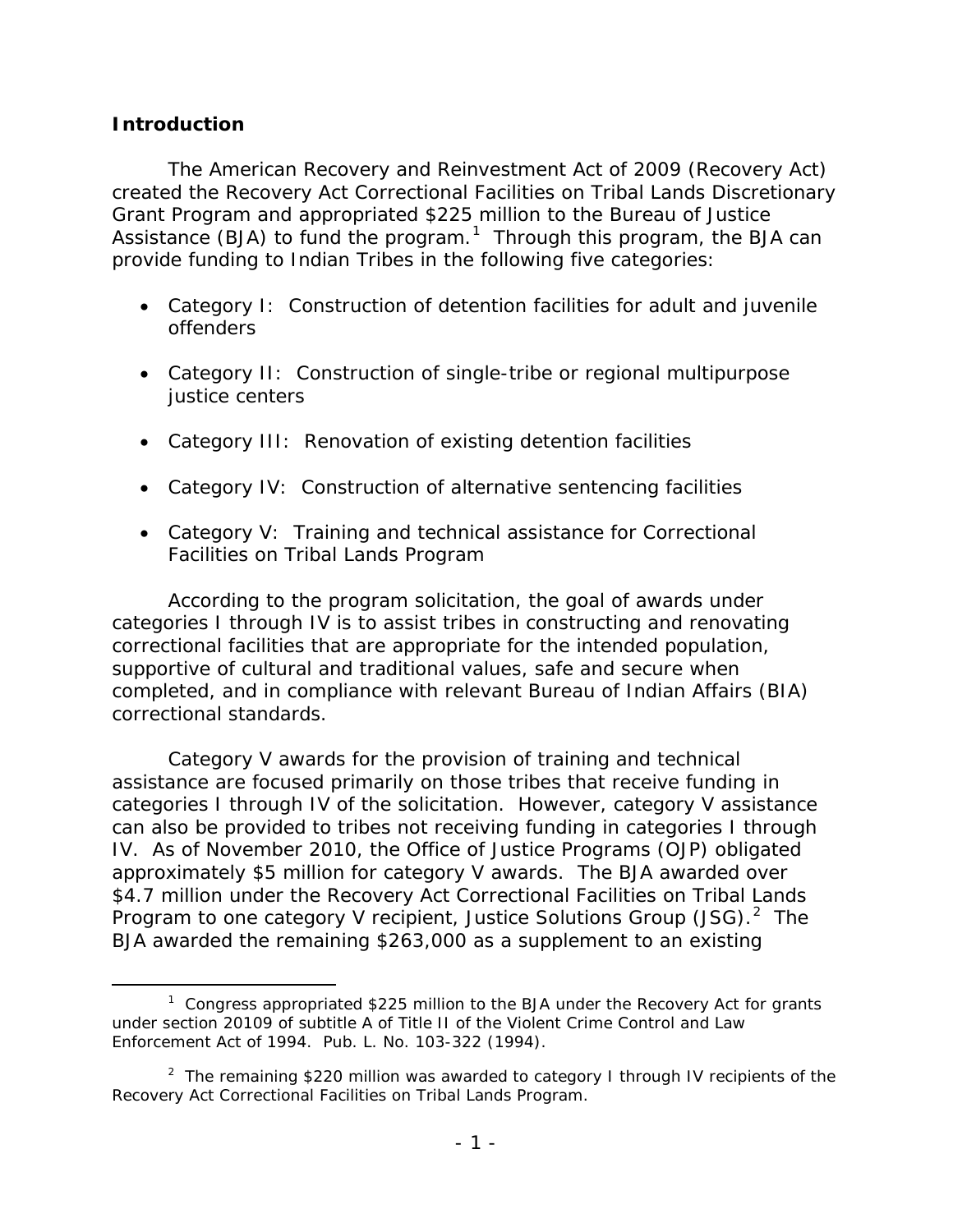## Introduction

The American Recovery and Reinvestment Act of 2009 (Recovery Act) created the Recovery Act Correctional Facilities on Tribal Lands Discretionary Grant Program and appropriated $225 million to the Bureau of Justice Assistance (BJA) to fund the program.[1] Through this program, the BJA can provide funding to Indian Tribes in the following five categories:

- Category I: Construction of detention facilities for adult and juvenile offenders
- Category II: Construction of single-tribe or regional multipurpose justice centers
- Category III: Renovation of existing detention facilities
- Category IV: Construction of alternative sentencing facilities
- Category V: Training and technical assistance for Correctional Facilities on Tribal Lands Program

According to the program solicitation, the goal of awards under categories I through IV is to assist tribes in constructing and renovating correctional facilities that are appropriate for the intended population, supportive of cultural and traditional values, safe and secure when completed, and in compliance with relevant Bureau of Indian Affairs (BIA) correctional standards.

Category V awards for the provision of training and technical assistance are focused primarily on those tribes that receive funding in categories I through IV of the solicitation. However, category V assistance can also be provided to tribes not receiving funding in categories I through IV. As of November 2010, the Office of Justice Programs (OJP) obligated approximately $5 million for category V awards. The BJA awarded over $4.7 million under the Recovery Act Correctional Facilities on Tribal Lands Program to one category V recipient, Justice Solutions Group (JSG).[2] The BJA awarded the remaining $263,000 as a supplement to an existing

[1] Congress appropriated $225 million to the BJA under the Recovery Act for grants under section 20109 of subtitle A of Title II of the Violent Crime Control and Law Enforcement Act of 1994. Pub. L. No. 103-322 (1994).

[2] The remaining $220 million was awarded to category I through IV recipients of the Recovery Act Correctional Facilities on Tribal Lands Program.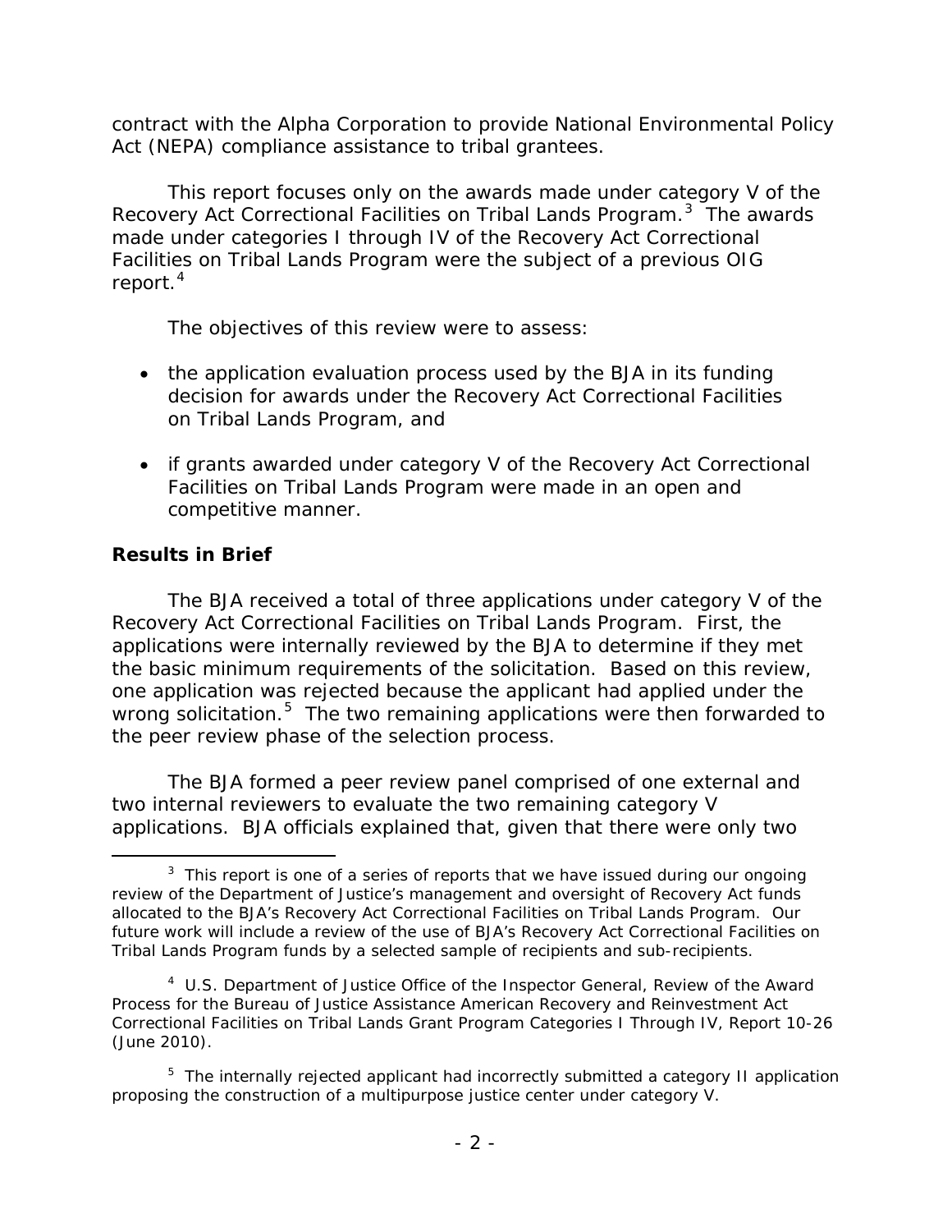contract with the Alpha Corporation to provide National Environmental Policy Act (NEPA) compliance assistance to tribal grantees.

This report focuses only on the awards made under category V of the Recovery Act Correctional Facilities on Tribal Lands Program.[3] The awards made under categories I through IV of the Recovery Act Correctional Facilities on Tribal Lands Program were the subject of a previous OIG report.[4]

The objectives of this review were to assess:

- the application evaluation process used by the BJA in its funding decision for awards under the Recovery Act Correctional Facilities on Tribal Lands Program, and
- if grants awarded under category V of the Recovery Act Correctional Facilities on Tribal Lands Program were made in an open and competitive manner.

**Results in Brief**

The BJA received a total of three applications under category V of the Recovery Act Correctional Facilities on Tribal Lands Program. First, the applications were internally reviewed by the BJA to determine if they met the basic minimum requirements of the solicitation. Based on this review, one application was rejected because the applicant had applied under the wrong solicitation.[5] The two remaining applications were then forwarded to the peer review phase of the selection process.

The BJA formed a peer review panel comprised of one external and two internal reviewers to evaluate the two remaining category V applications. BJA officials explained that, given that there were only two

---

[3] This report is one of a series of reports that we have issued during our ongoing review of the Department of Justice's management and oversight of Recovery Act funds allocated to the BJA's Recovery Act Correctional Facilities on Tribal Lands Program. Our future work will include a review of the use of BJA's Recovery Act Correctional Facilities on Tribal Lands Program funds by a selected sample of recipients and sub-recipients.

[4] U.S. Department of Justice Office of the Inspector General, Review of the Award Process for the Bureau of Justice Assistance American Recovery and Reinvestment Act Correctional Facilities on Tribal Lands Grant Program Categories I Through IV, Report 10-26 (June 2010).

[5] The internally rejected applicant had incorrectly submitted a category II application proposing the construction of a multipurpose justice center under category V.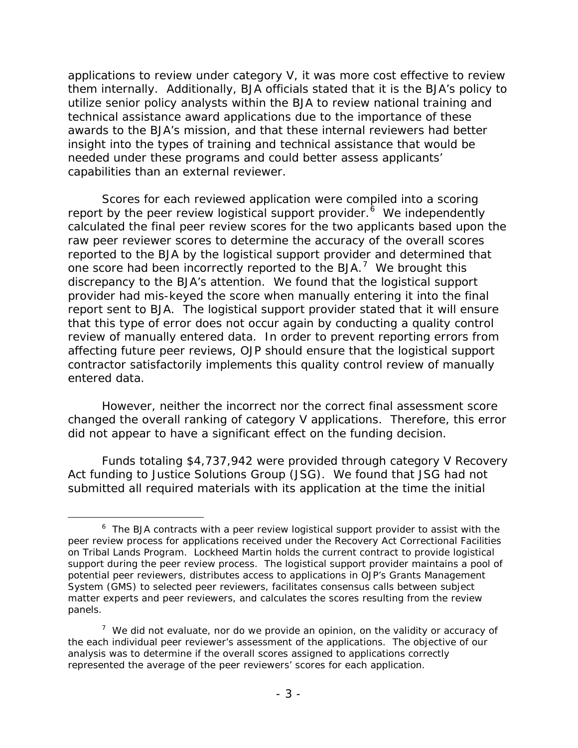applications to review under category V, it was more cost effective to review them internally. Additionally, BJA officials stated that it is the BJA's policy to utilize senior policy analysts within the BJA to review national training and technical assistance award applications due to the importance of these awards to the BJA's mission, and that these internal reviewers had better insight into the types of training and technical assistance that would be needed under these programs and could better assess applicants' capabilities than an external reviewer.

Scores for each reviewed application were compiled into a scoring report by the peer review logistical support provider.[6] We independently calculated the final peer review scores for the two applicants based upon the raw peer reviewer scores to determine the accuracy of the overall scores reported to the BJA by the logistical support provider and determined that one score had been incorrectly reported to the BJA.[7] We brought this discrepancy to the BJA's attention. We found that the logistical support provider had mis-keyed the score when manually entering it into the final report sent to BJA. The logistical support provider stated that it will ensure that this type of error does not occur again by conducting a quality control review of manually entered data. In order to prevent reporting errors from affecting future peer reviews, OJP should ensure that the logistical support contractor satisfactorily implements this quality control review of manually entered data.

However, neither the incorrect nor the correct final assessment score changed the overall ranking of category V applications. Therefore, this error did not appear to have a significant effect on the funding decision.

Funds totaling $4,737,942 were provided through category V Recovery Act funding to Justice Solutions Group (JSG). We found that JSG had not submitted all required materials with its application at the time the initial

---

[6] The BJA contracts with a peer review logistical support provider to assist with the peer review process for applications received under the Recovery Act Correctional Facilities on Tribal Lands Program. Lockheed Martin holds the current contract to provide logistical support during the peer review process. The logistical support provider maintains a pool of potential peer reviewers, distributes access to applications in OJP's Grants Management System (GMS) to selected peer reviewers, facilitates consensus calls between subject matter experts and peer reviewers, and calculates the scores resulting from the review panels.

[7] We did not evaluate, nor do we provide an opinion, on the validity or accuracy of the each individual peer reviewer's assessment of the applications. The objective of our analysis was to determine if the overall scores assigned to applications correctly represented the average of the peer reviewers' scores for each application.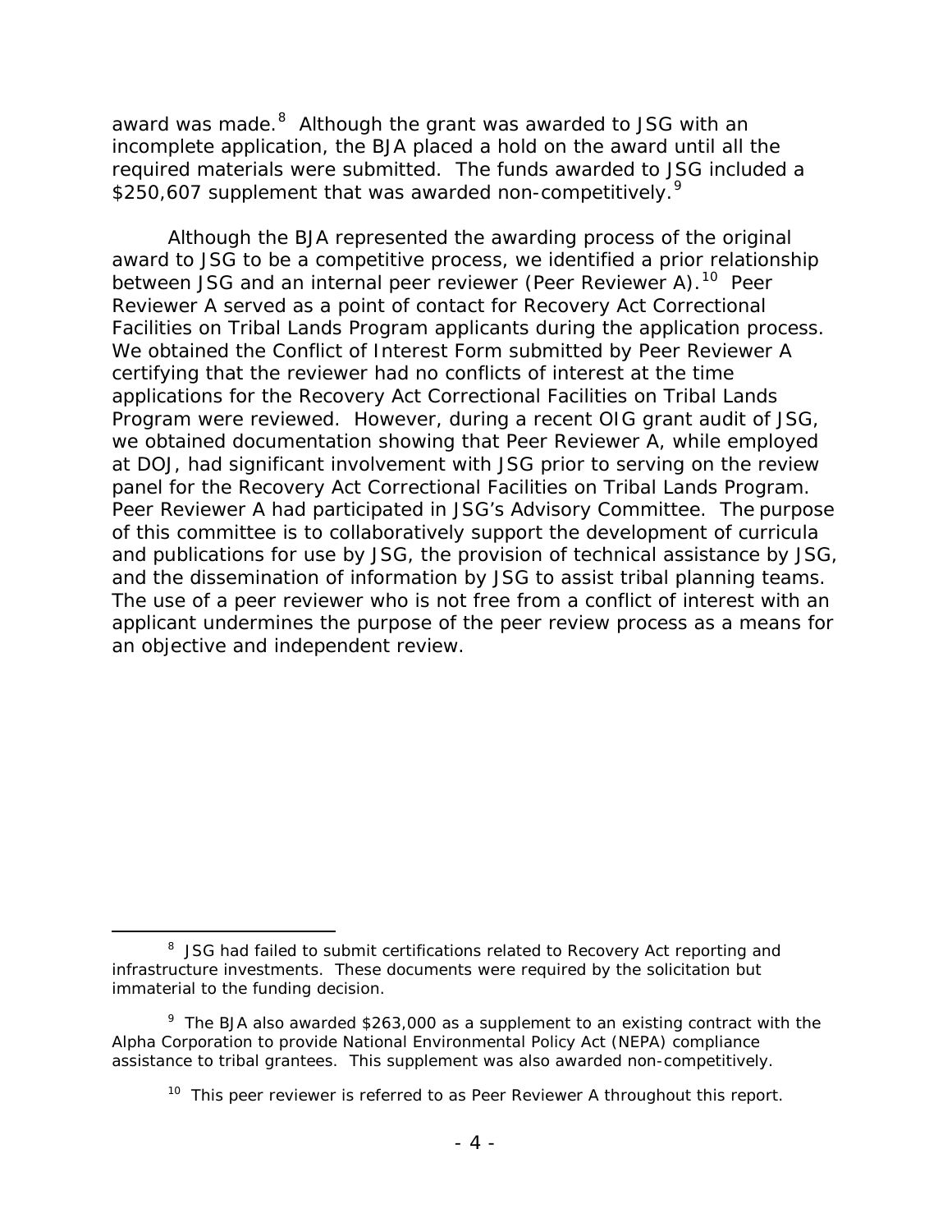award was made.[8] Although the grant was awarded to JSG with an incomplete application, the BJA placed a hold on the award until all the required materials were submitted. The funds awarded to JSG included a $250,607 supplement that was awarded non-competitively.[9]

Although the BJA represented the awarding process of the original award to JSG to be a competitive process, we identified a prior relationship between JSG and an internal peer reviewer (Peer Reviewer A).[10] Peer Reviewer A served as a point of contact for Recovery Act Correctional Facilities on Tribal Lands Program applicants during the application process. We obtained the Conflict of Interest Form submitted by Peer Reviewer A certifying that the reviewer had no conflicts of interest at the time applications for the Recovery Act Correctional Facilities on Tribal Lands Program were reviewed. However, during a recent OIG grant audit of JSG, we obtained documentation showing that Peer Reviewer A, while employed at DOJ, had significant involvement with JSG prior to serving on the review panel for the Recovery Act Correctional Facilities on Tribal Lands Program. Peer Reviewer A had participated in JSG's Advisory Committee. The purpose of this committee is to collaboratively support the development of curricula and publications for use by JSG, the provision of technical assistance by JSG, and the dissemination of information by JSG to assist tribal planning teams. The use of a peer reviewer who is not free from a conflict of interest with an applicant undermines the purpose of the peer review process as a means for an objective and independent review.

[8] JSG had failed to submit certifications related to Recovery Act reporting and infrastructure investments. These documents were required by the solicitation but immaterial to the funding decision.

[9] The BJA also awarded $263,000 as a supplement to an existing contract with the Alpha Corporation to provide National Environmental Policy Act (NEPA) compliance assistance to tribal grantees. This supplement was also awarded non-competitively.

[10] This peer reviewer is referred to as Peer Reviewer A throughout this report.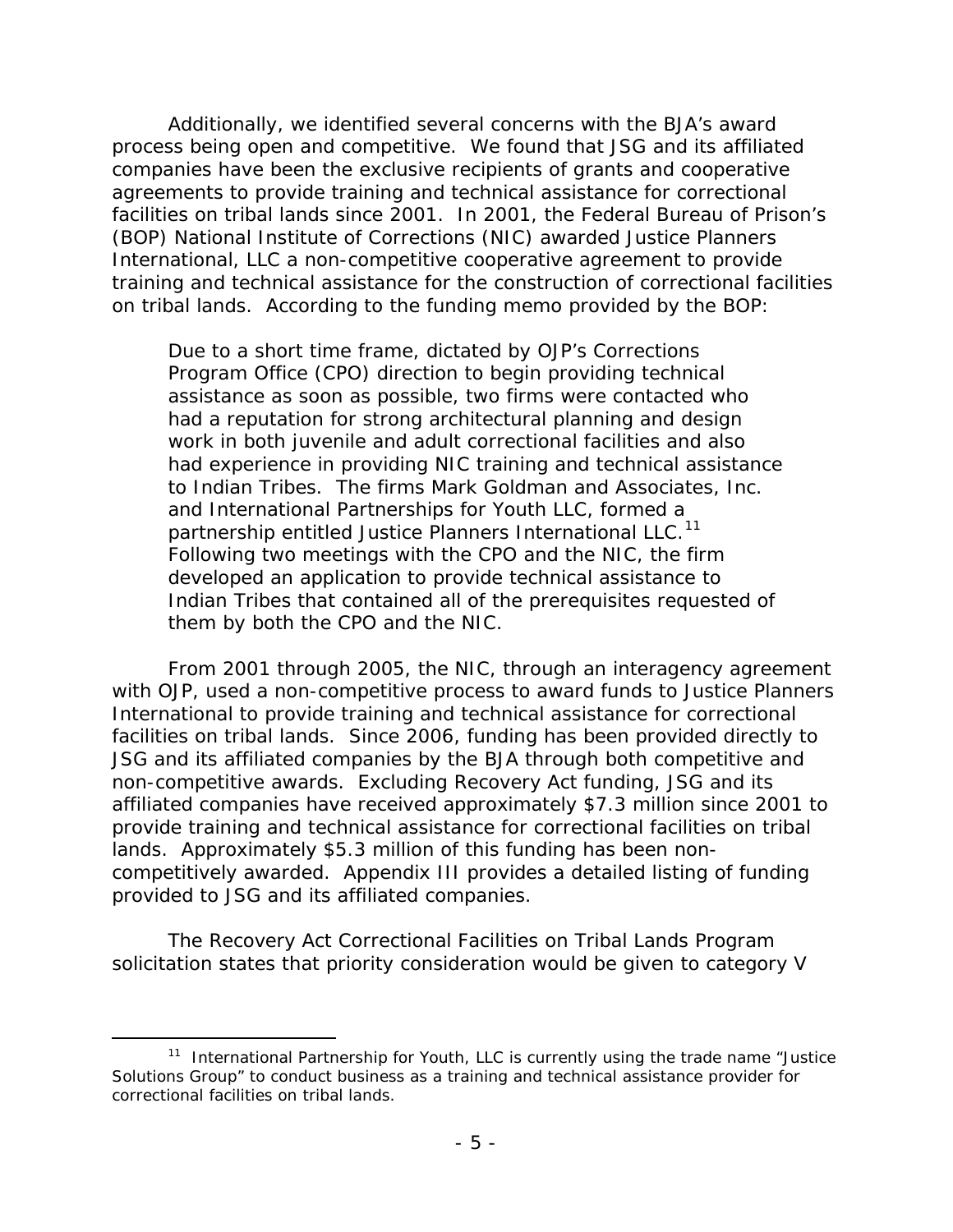Additionally, we identified several concerns with the BJA's award process being open and competitive. We found that JSG and its affiliated companies have been the exclusive recipients of grants and cooperative agreements to provide training and technical assistance for correctional facilities on tribal lands since 2001. In 2001, the Federal Bureau of Prison's (BOP) National Institute of Corrections (NIC) awarded Justice Planners International, LLC a non-competitive cooperative agreement to provide training and technical assistance for the construction of correctional facilities on tribal lands. According to the funding memo provided by the BOP:

> Due to a short time frame, dictated by OJP's Corrections Program Office (CPO) direction to begin providing technical assistance as soon as possible, two firms were contacted who had a reputation for strong architectural planning and design work in both juvenile and adult correctional facilities and also had experience in providing NIC training and technical assistance to Indian Tribes. The firms Mark Goldman and Associates, Inc. and International Partnerships for Youth LLC, formed a partnership entitled Justice Planners International LLC.[11] Following two meetings with the CPO and the NIC, the firm developed an application to provide technical assistance to Indian Tribes that contained all of the prerequisites requested of them by both the CPO and the NIC.

From 2001 through 2005, the NIC, through an interagency agreement with OJP, used a non-competitive process to award funds to Justice Planners International to provide training and technical assistance for correctional facilities on tribal lands. Since 2006, funding has been provided directly to JSG and its affiliated companies by the BJA through both competitive and non-competitive awards. Excluding Recovery Act funding, JSG and its affiliated companies have received approximately $7.3 million since 2001 to provide training and technical assistance for correctional facilities on tribal lands. Approximately $5.3 million of this funding has been non-competitively awarded. Appendix III provides a detailed listing of funding provided to JSG and its affiliated companies.

The Recovery Act Correctional Facilities on Tribal Lands Program solicitation states that priority consideration would be given to category V

[11] International Partnership for Youth, LLC is currently using the trade name "Justice Solutions Group" to conduct business as a training and technical assistance provider for correctional facilities on tribal lands.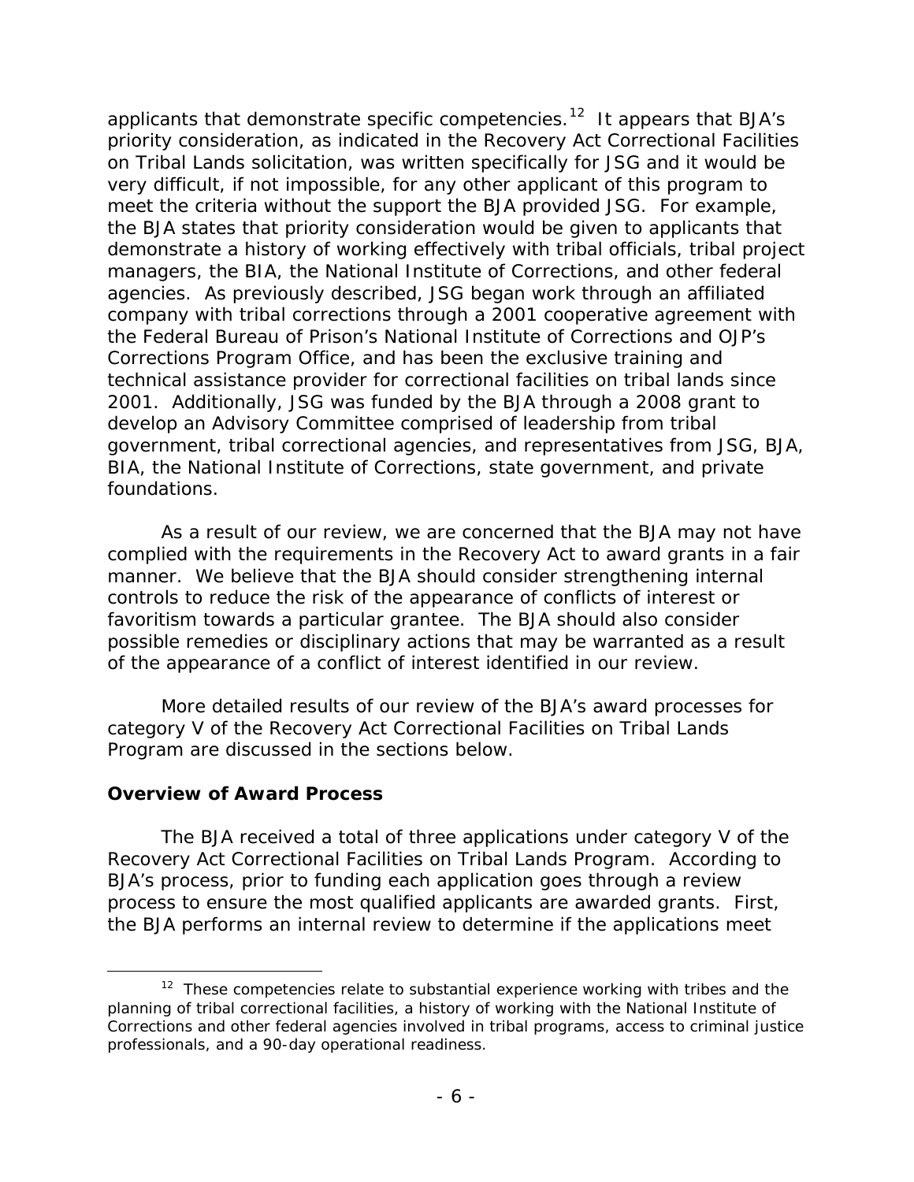applicants that demonstrate specific competencies.[12] It appears that BJA's priority consideration, as indicated in the Recovery Act Correctional Facilities on Tribal Lands solicitation, was written specifically for JSG and it would be very difficult, if not impossible, for any other applicant of this program to meet the criteria without the support the BJA provided JSG. For example, the BJA states that priority consideration would be given to applicants that demonstrate a history of working effectively with tribal officials, tribal project managers, the BIA, the National Institute of Corrections, and other federal agencies. As previously described, JSG began work through an affiliated company with tribal corrections through a 2001 cooperative agreement with the Federal Bureau of Prison's National Institute of Corrections and OJP's Corrections Program Office, and has been the exclusive training and technical assistance provider for correctional facilities on tribal lands since 2001. Additionally, JSG was funded by the BJA through a 2008 grant to develop an Advisory Committee comprised of leadership from tribal government, tribal correctional agencies, and representatives from JSG, BJA, BIA, the National Institute of Corrections, state government, and private foundations.

As a result of our review, we are concerned that the BJA may not have complied with the requirements in the Recovery Act to award grants in a fair manner. We believe that the BJA should consider strengthening internal controls to reduce the risk of the appearance of conflicts of interest or favoritism towards a particular grantee. The BJA should also consider possible remedies or disciplinary actions that may be warranted as a result of the appearance of a conflict of interest identified in our review.

More detailed results of our review of the BJA's award processes for category V of the Recovery Act Correctional Facilities on Tribal Lands Program are discussed in the sections below.

### Overview of Award Process

The BJA received a total of three applications under category V of the Recovery Act Correctional Facilities on Tribal Lands Program. According to BJA's process, prior to funding each application goes through a review process to ensure the most qualified applicants are awarded grants. First, the BJA performs an internal review to determine if the applications meet

[12] These competencies relate to substantial experience working with tribes and the planning of tribal correctional facilities, a history of working with the National Institute of Corrections and other federal agencies involved in tribal programs, access to criminal justice professionals, and a 90-day operational readiness.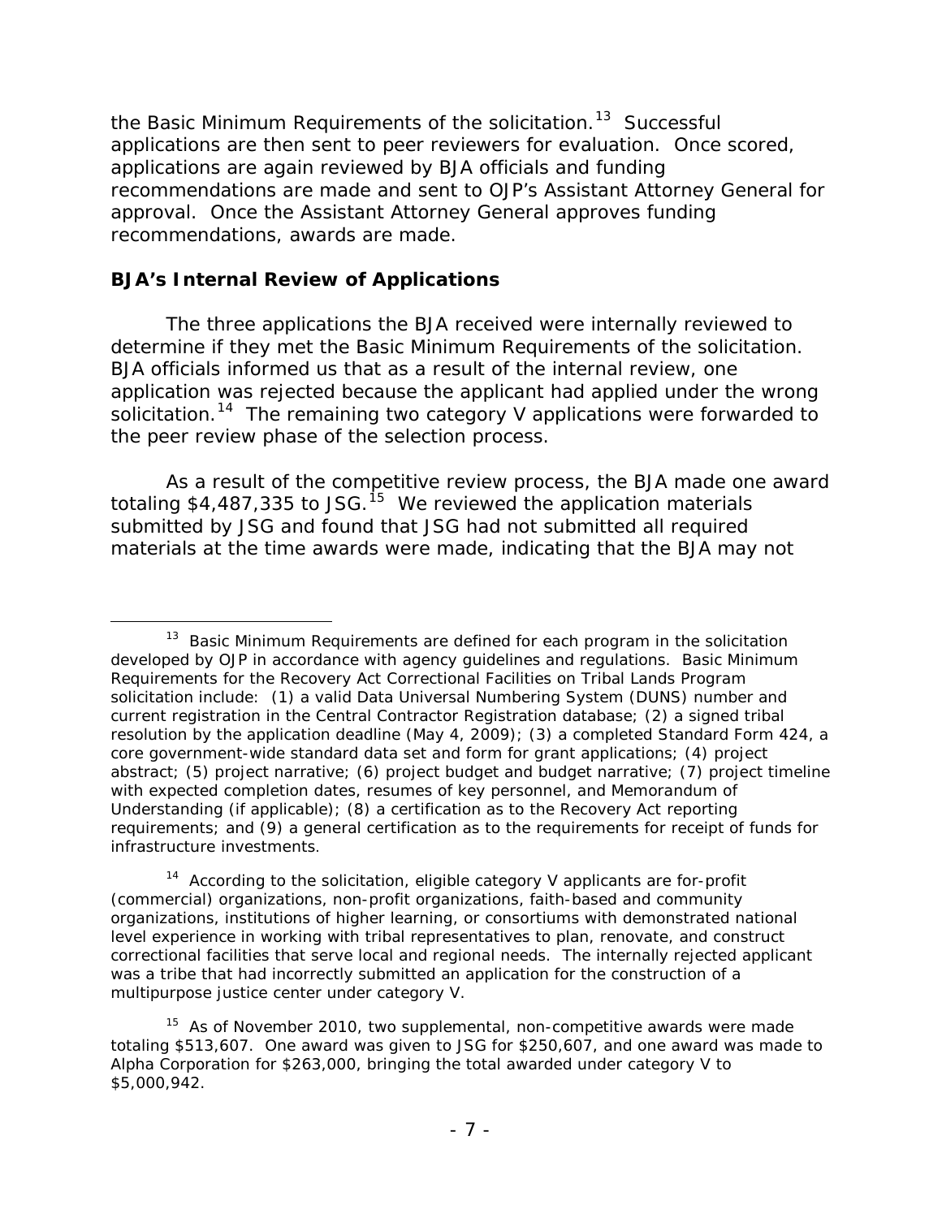the Basic Minimum Requirements of the solicitation.[13] Successful applications are then sent to peer reviewers for evaluation. Once scored, applications are again reviewed by BJA officials and funding recommendations are made and sent to OJP's Assistant Attorney General for approval. Once the Assistant Attorney General approves funding recommendations, awards are made.

## BJA's Internal Review of Applications

The three applications the BJA received were internally reviewed to determine if they met the Basic Minimum Requirements of the solicitation. BJA officials informed us that as a result of the internal review, one application was rejected because the applicant had applied under the wrong solicitation.[14] The remaining two category V applications were forwarded to the peer review phase of the selection process.

As a result of the competitive review process, the BJA made one award totaling $4,487,335 to JSG.[15] We reviewed the application materials submitted by JSG and found that JSG had not submitted all required materials at the time awards were made, indicating that the BJA may not

---

[13] Basic Minimum Requirements are defined for each program in the solicitation developed by OJP in accordance with agency guidelines and regulations. Basic Minimum Requirements for the Recovery Act Correctional Facilities on Tribal Lands Program solicitation include: (1) a valid Data Universal Numbering System (DUNS) number and current registration in the Central Contractor Registration database; (2) a signed tribal resolution by the application deadline (May 4, 2009); (3) a completed Standard Form 424, a core government-wide standard data set and form for grant applications; (4) project abstract; (5) project narrative; (6) project budget and budget narrative; (7) project timeline with expected completion dates, resumes of key personnel, and Memorandum of Understanding (if applicable); (8) a certification as to the Recovery Act reporting requirements; and (9) a general certification as to the requirements for receipt of funds for infrastructure investments.

[14] According to the solicitation, eligible category V applicants are for-profit (commercial) organizations, non-profit organizations, faith-based and community organizations, institutions of higher learning, or consortiums with demonstrated national level experience in working with tribal representatives to plan, renovate, and construct correctional facilities that serve local and regional needs. The internally rejected applicant was a tribe that had incorrectly submitted an application for the construction of a multipurpose justice center under category V.

[15] As of November 2010, two supplemental, non-competitive awards were made totaling $513,607. One award was given to JSG for $250,607, and one award was made to Alpha Corporation for $263,000, bringing the total awarded under category V to $5,000,942.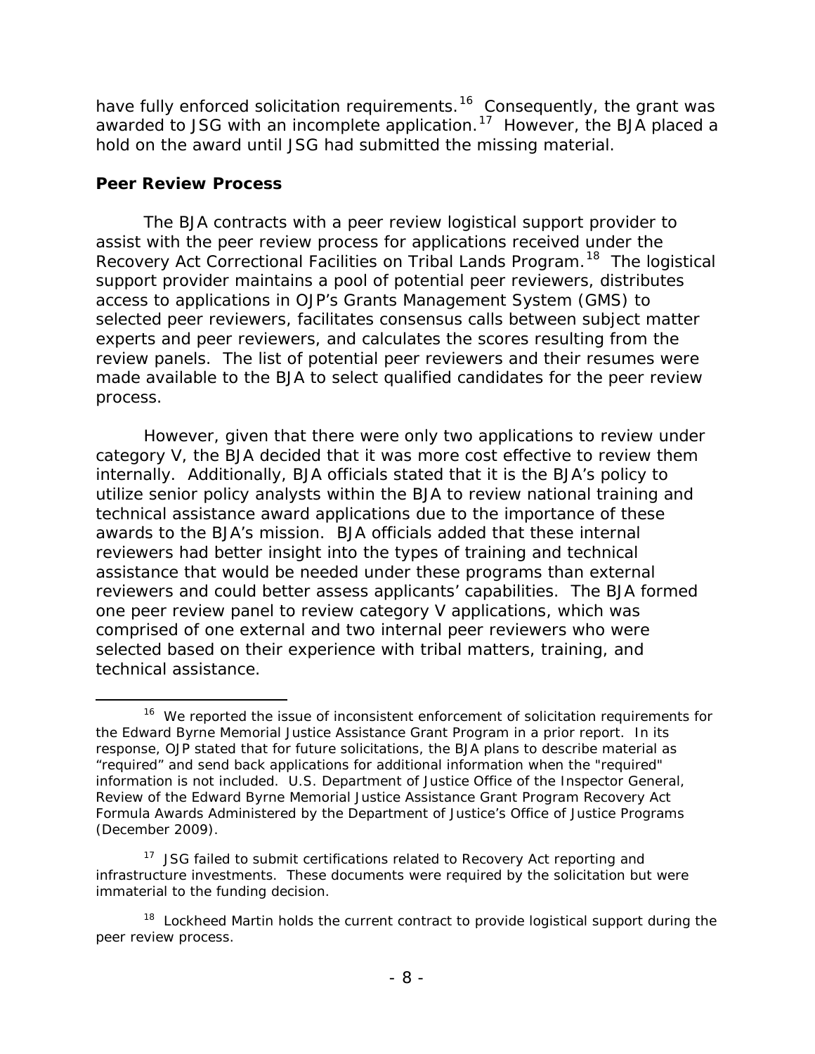have fully enforced solicitation requirements.[16] Consequently, the grant was awarded to JSG with an incomplete application.[17] However, the BJA placed a hold on the award until JSG had submitted the missing material.

### Peer Review Process

The BJA contracts with a peer review logistical support provider to assist with the peer review process for applications received under the Recovery Act Correctional Facilities on Tribal Lands Program.[18] The logistical support provider maintains a pool of potential peer reviewers, distributes access to applications in OJP's Grants Management System (GMS) to selected peer reviewers, facilitates consensus calls between subject matter experts and peer reviewers, and calculates the scores resulting from the review panels. The list of potential peer reviewers and their resumes were made available to the BJA to select qualified candidates for the peer review process.

However, given that there were only two applications to review under category V, the BJA decided that it was more cost effective to review them internally. Additionally, BJA officials stated that it is the BJA's policy to utilize senior policy analysts within the BJA to review national training and technical assistance award applications due to the importance of these awards to the BJA's mission. BJA officials added that these internal reviewers had better insight into the types of training and technical assistance that would be needed under these programs than external reviewers and could better assess applicants' capabilities. The BJA formed one peer review panel to review category V applications, which was comprised of one external and two internal peer reviewers who were selected based on their experience with tribal matters, training, and technical assistance.

---

[16] We reported the issue of inconsistent enforcement of solicitation requirements for the Edward Byrne Memorial Justice Assistance Grant Program in a prior report. In its response, OJP stated that for future solicitations, the BJA plans to describe material as "required" and send back applications for additional information when the "required" information is not included. U.S. Department of Justice Office of the Inspector General, Review of the Edward Byrne Memorial Justice Assistance Grant Program Recovery Act Formula Awards Administered by the Department of Justice's Office of Justice Programs (December 2009).

[17] JSG failed to submit certifications related to Recovery Act reporting and infrastructure investments. These documents were required by the solicitation but were immaterial to the funding decision.

[18] Lockheed Martin holds the current contract to provide logistical support during the peer review process.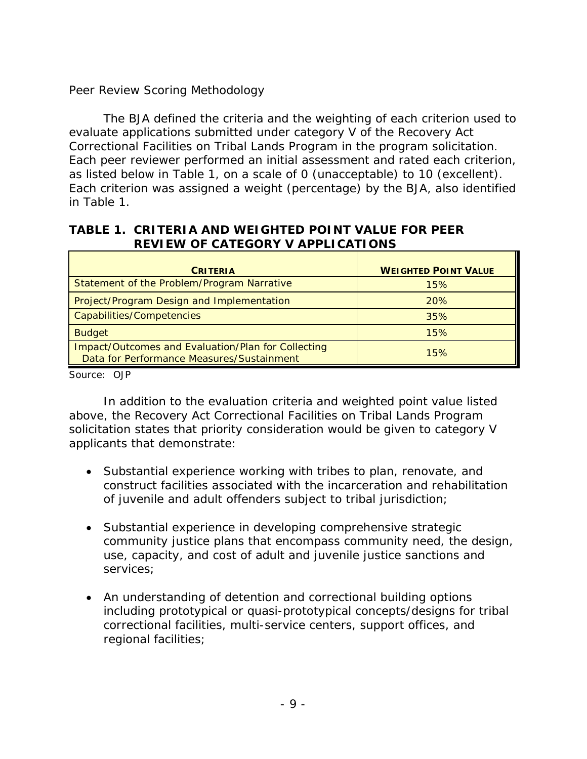Peer Review Scoring Methodology

The BJA defined the criteria and the weighting of each criterion used to evaluate applications submitted under category V of the Recovery Act Correctional Facilities on Tribal Lands Program in the program solicitation. Each peer reviewer performed an initial assessment and rated each criterion, as listed below in Table 1, on a scale of 0 (unacceptable) to 10 (excellent). Each criterion was assigned a weight (percentage) by the BJA, also identified in Table 1.

**TABLE 1. CRITERIA AND WEIGHTED POINT VALUE FOR PEER REVIEW OF CATEGORY V APPLICATIONS**

| CRITERIA | WEIGHTED POINT VALUE |
| --- | --- |
| Statement of the Problem/Program Narrative | 15% |
| Project/Program Design and Implementation | 20% |
| Capabilities/Competencies | 35% |
| Budget | 15% |
| Impact/Outcomes and Evaluation/Plan for Collecting Data for Performance Measures/Sustainment | 15% |

Source: OJP

In addition to the evaluation criteria and weighted point value listed above, the Recovery Act Correctional Facilities on Tribal Lands Program solicitation states that priority consideration would be given to category V applicants that demonstrate:

- Substantial experience working with tribes to plan, renovate, and construct facilities associated with the incarceration and rehabilitation of juvenile and adult offenders subject to tribal jurisdiction;
- Substantial experience in developing comprehensive strategic community justice plans that encompass community need, the design, use, capacity, and cost of adult and juvenile justice sanctions and services;
- An understanding of detention and correctional building options including prototypical or quasi-prototypical concepts/designs for tribal correctional facilities, multi-service centers, support offices, and regional facilities;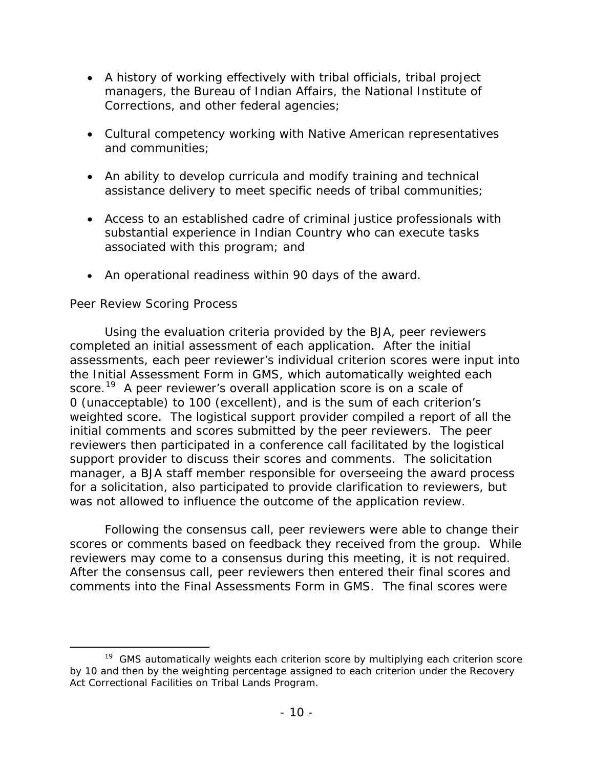- A history of working effectively with tribal officials, tribal project managers, the Bureau of Indian Affairs, the National Institute of Corrections, and other federal agencies;
- Cultural competency working with Native American representatives and communities;
- An ability to develop curricula and modify training and technical assistance delivery to meet specific needs of tribal communities;
- Access to an established cadre of criminal justice professionals with substantial experience in Indian Country who can execute tasks associated with this program; and
- An operational readiness within 90 days of the award.

Peer Review Scoring Process

Using the evaluation criteria provided by the BJA, peer reviewers completed an initial assessment of each application. After the initial assessments, each peer reviewer's individual criterion scores were input into the Initial Assessment Form in GMS, which automatically weighted each score.[19] A peer reviewer's overall application score is on a scale of 0 (unacceptable) to 100 (excellent), and is the sum of each criterion's weighted score. The logistical support provider compiled a report of all the initial comments and scores submitted by the peer reviewers. The peer reviewers then participated in a conference call facilitated by the logistical support provider to discuss their scores and comments. The solicitation manager, a BJA staff member responsible for overseeing the award process for a solicitation, also participated to provide clarification to reviewers, but was not allowed to influence the outcome of the application review.

Following the consensus call, peer reviewers were able to change their scores or comments based on feedback they received from the group. While reviewers may come to a consensus during this meeting, it is not required. After the consensus call, peer reviewers then entered their final scores and comments into the Final Assessments Form in GMS. The final scores were

[19] GMS automatically weights each criterion score by multiplying each criterion score by 10 and then by the weighting percentage assigned to each criterion under the Recovery Act Correctional Facilities on Tribal Lands Program.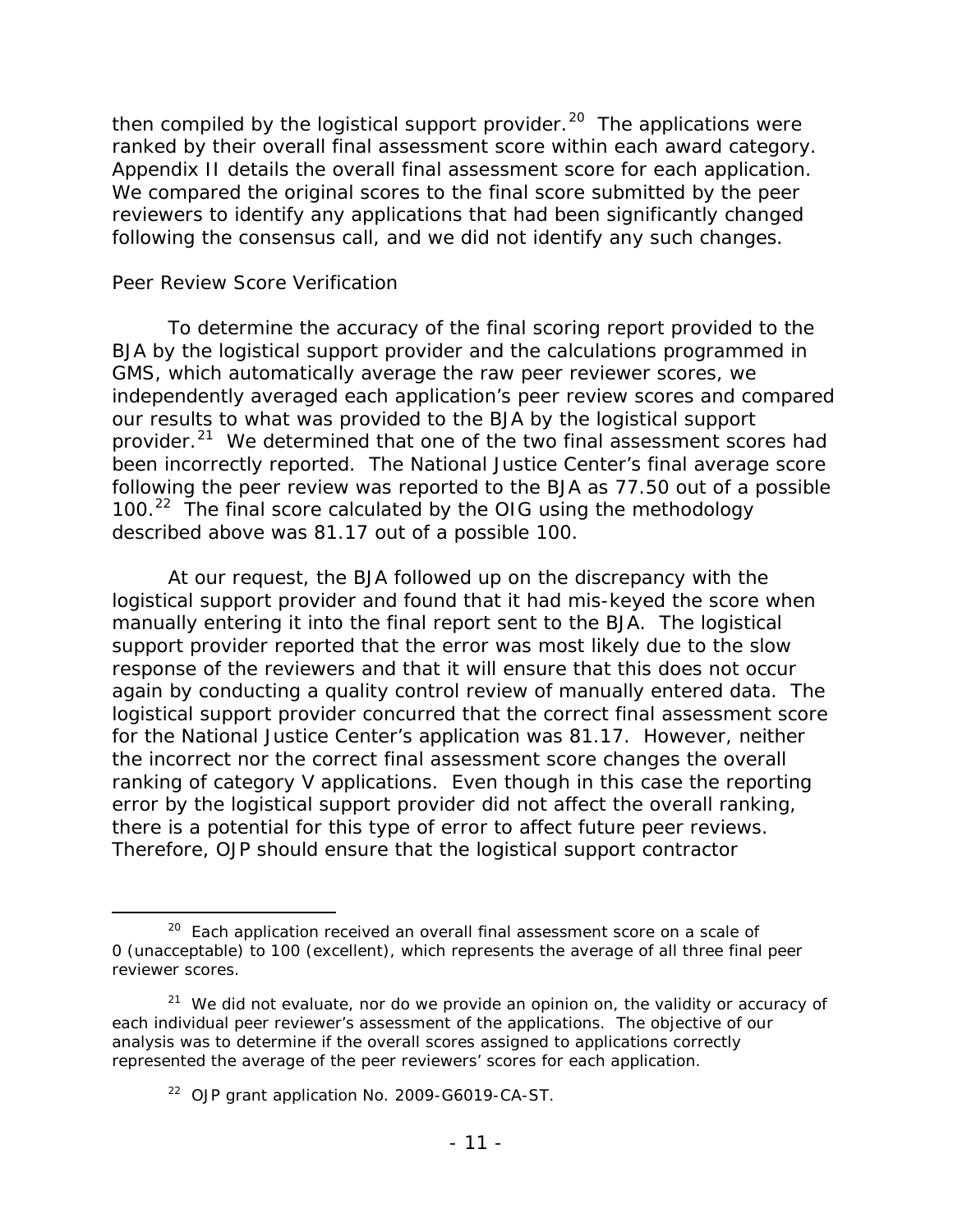then compiled by the logistical support provider.[20] The applications were ranked by their overall final assessment score within each award category. Appendix II details the overall final assessment score for each application. We compared the original scores to the final score submitted by the peer reviewers to identify any applications that had been significantly changed following the consensus call, and we did not identify any such changes.

### Peer Review Score Verification

To determine the accuracy of the final scoring report provided to the BJA by the logistical support provider and the calculations programmed in GMS, which automatically average the raw peer reviewer scores, we independently averaged each application's peer review scores and compared our results to what was provided to the BJA by the logistical support provider.[21] We determined that one of the two final assessment scores had been incorrectly reported. The National Justice Center's final average score following the peer review was reported to the BJA as 77.50 out of a possible 100.[22] The final score calculated by the OIG using the methodology described above was 81.17 out of a possible 100.

At our request, the BJA followed up on the discrepancy with the logistical support provider and found that it had mis-keyed the score when manually entering it into the final report sent to the BJA. The logistical support provider reported that the error was most likely due to the slow response of the reviewers and that it will ensure that this does not occur again by conducting a quality control review of manually entered data. The logistical support provider concurred that the correct final assessment score for the National Justice Center's application was 81.17. However, neither the incorrect nor the correct final assessment score changes the overall ranking of category V applications. Even though in this case the reporting error by the logistical support provider did not affect the overall ranking, there is a potential for this type of error to affect future peer reviews. Therefore, OJP should ensure that the logistical support contractor

---

[20] Each application received an overall final assessment score on a scale of 0 (unacceptable) to 100 (excellent), which represents the average of all three final peer reviewer scores.

[21] We did not evaluate, nor do we provide an opinion on, the validity or accuracy of each individual peer reviewer's assessment of the applications. The objective of our analysis was to determine if the overall scores assigned to applications correctly represented the average of the peer reviewers' scores for each application.

[22] OJP grant application No. 2009-G6019-CA-ST.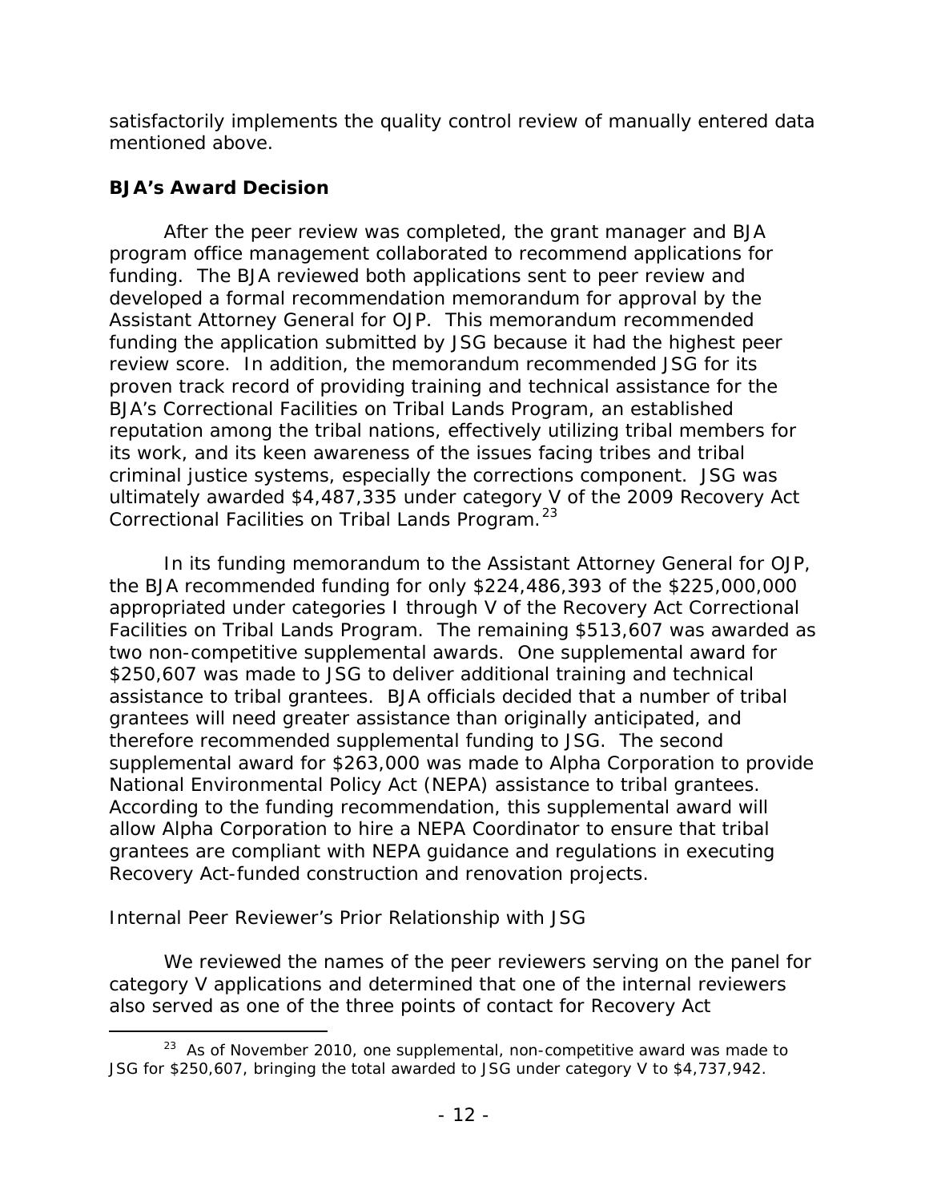satisfactorily implements the quality control review of manually entered data mentioned above.

**BJA's Award Decision**

After the peer review was completed, the grant manager and BJA program office management collaborated to recommend applications for funding. The BJA reviewed both applications sent to peer review and developed a formal recommendation memorandum for approval by the Assistant Attorney General for OJP. This memorandum recommended funding the application submitted by JSG because it had the highest peer review score. In addition, the memorandum recommended JSG for its proven track record of providing training and technical assistance for the BJA's Correctional Facilities on Tribal Lands Program, an established reputation among the tribal nations, effectively utilizing tribal members for its work, and its keen awareness of the issues facing tribes and tribal criminal justice systems, especially the corrections component. JSG was ultimately awarded $4,487,335 under category V of the 2009 Recovery Act Correctional Facilities on Tribal Lands Program.[23]

In its funding memorandum to the Assistant Attorney General for OJP, the BJA recommended funding for only $224,486,393 of the $225,000,000 appropriated under categories I through V of the Recovery Act Correctional Facilities on Tribal Lands Program. The remaining $513,607 was awarded as two non-competitive supplemental awards. One supplemental award for $250,607 was made to JSG to deliver additional training and technical assistance to tribal grantees. BJA officials decided that a number of tribal grantees will need greater assistance than originally anticipated, and therefore recommended supplemental funding to JSG. The second supplemental award for $263,000 was made to Alpha Corporation to provide National Environmental Policy Act (NEPA) assistance to tribal grantees. According to the funding recommendation, this supplemental award will allow Alpha Corporation to hire a NEPA Coordinator to ensure that tribal grantees are compliant with NEPA guidance and regulations in executing Recovery Act-funded construction and renovation projects.

*Internal Peer Reviewer's Prior Relationship with JSG*

We reviewed the names of the peer reviewers serving on the panel for category V applications and determined that one of the internal reviewers also served as one of the three points of contact for Recovery Act

[23] As of November 2010, one supplemental, non-competitive award was made to JSG for $250,607, bringing the total awarded to JSG under category V to $4,737,942.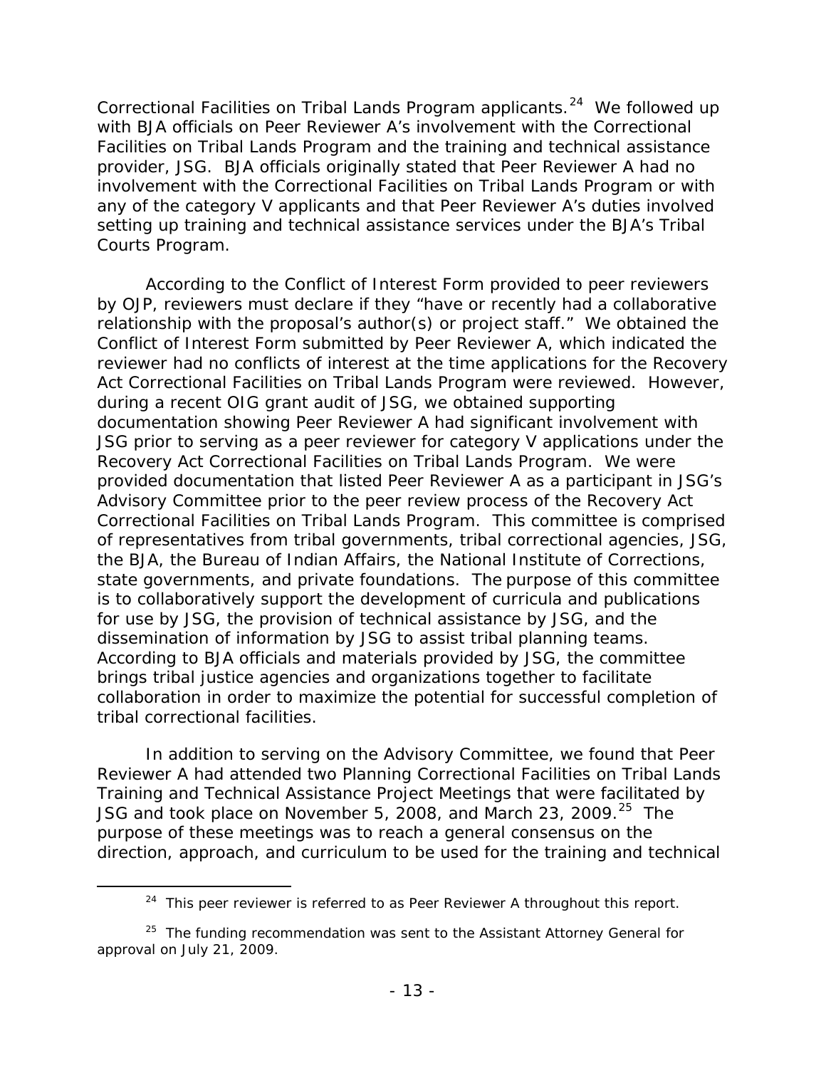Correctional Facilities on Tribal Lands Program applicants.[24] We followed up with BJA officials on Peer Reviewer A's involvement with the Correctional Facilities on Tribal Lands Program and the training and technical assistance provider, JSG. BJA officials originally stated that Peer Reviewer A had no involvement with the Correctional Facilities on Tribal Lands Program or with any of the category V applicants and that Peer Reviewer A's duties involved setting up training and technical assistance services under the BJA's Tribal Courts Program.

According to the Conflict of Interest Form provided to peer reviewers by OJP, reviewers must declare if they "have or recently had a collaborative relationship with the proposal's author(s) or project staff." We obtained the Conflict of Interest Form submitted by Peer Reviewer A, which indicated the reviewer had no conflicts of interest at the time applications for the Recovery Act Correctional Facilities on Tribal Lands Program were reviewed. However, during a recent OIG grant audit of JSG, we obtained supporting documentation showing Peer Reviewer A had significant involvement with JSG prior to serving as a peer reviewer for category V applications under the Recovery Act Correctional Facilities on Tribal Lands Program. We were provided documentation that listed Peer Reviewer A as a participant in JSG's Advisory Committee prior to the peer review process of the Recovery Act Correctional Facilities on Tribal Lands Program. This committee is comprised of representatives from tribal governments, tribal correctional agencies, JSG, the BJA, the Bureau of Indian Affairs, the National Institute of Corrections, state governments, and private foundations. The purpose of this committee is to collaboratively support the development of curricula and publications for use by JSG, the provision of technical assistance by JSG, and the dissemination of information by JSG to assist tribal planning teams. According to BJA officials and materials provided by JSG, the committee brings tribal justice agencies and organizations together to facilitate collaboration in order to maximize the potential for successful completion of tribal correctional facilities.

In addition to serving on the Advisory Committee, we found that Peer Reviewer A had attended two Planning Correctional Facilities on Tribal Lands Training and Technical Assistance Project Meetings that were facilitated by JSG and took place on November 5, 2008, and March 23, 2009.[25] The purpose of these meetings was to reach a general consensus on the direction, approach, and curriculum to be used for the training and technical

---

[24] This peer reviewer is referred to as Peer Reviewer A throughout this report.

[25] The funding recommendation was sent to the Assistant Attorney General for approval on July 21, 2009.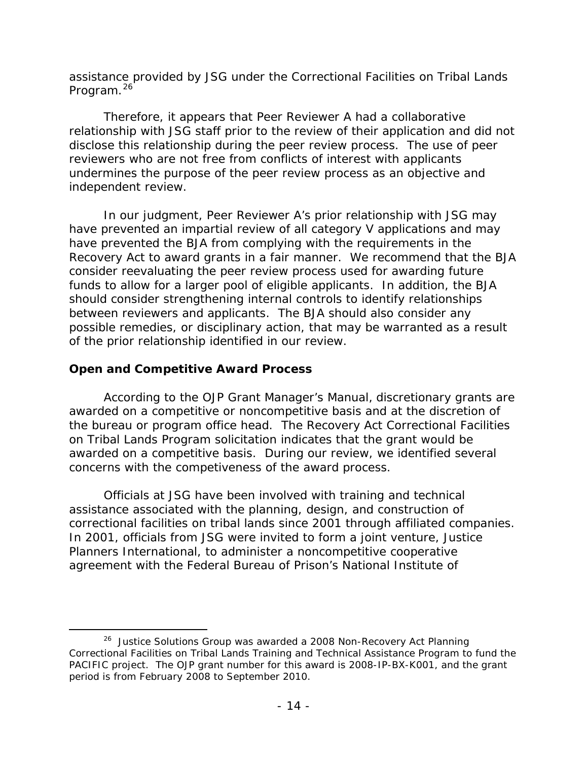assistance provided by JSG under the Correctional Facilities on Tribal Lands Program.[26]

Therefore, it appears that Peer Reviewer A had a collaborative relationship with JSG staff prior to the review of their application and did not disclose this relationship during the peer review process. The use of peer reviewers who are not free from conflicts of interest with applicants undermines the purpose of the peer review process as an objective and independent review.

In our judgment, Peer Reviewer A's prior relationship with JSG may have prevented an impartial review of all category V applications and may have prevented the BJA from complying with the requirements in the Recovery Act to award grants in a fair manner. We recommend that the BJA consider reevaluating the peer review process used for awarding future funds to allow for a larger pool of eligible applicants. In addition, the BJA should consider strengthening internal controls to identify relationships between reviewers and applicants. The BJA should also consider any possible remedies, or disciplinary action, that may be warranted as a result of the prior relationship identified in our review.

**Open and Competitive Award Process**

According to the OJP Grant Manager's Manual, discretionary grants are awarded on a competitive or noncompetitive basis and at the discretion of the bureau or program office head. The Recovery Act Correctional Facilities on Tribal Lands Program solicitation indicates that the grant would be awarded on a competitive basis. During our review, we identified several concerns with the competiveness of the award process.

Officials at JSG have been involved with training and technical assistance associated with the planning, design, and construction of correctional facilities on tribal lands since 2001 through affiliated companies. In 2001, officials from JSG were invited to form a joint venture, Justice Planners International, to administer a noncompetitive cooperative agreement with the Federal Bureau of Prison's National Institute of

[26] Justice Solutions Group was awarded a 2008 Non-Recovery Act Planning Correctional Facilities on Tribal Lands Training and Technical Assistance Program to fund the PACIFIC project. The OJP grant number for this award is 2008-IP-BX-K001, and the grant period is from February 2008 to September 2010.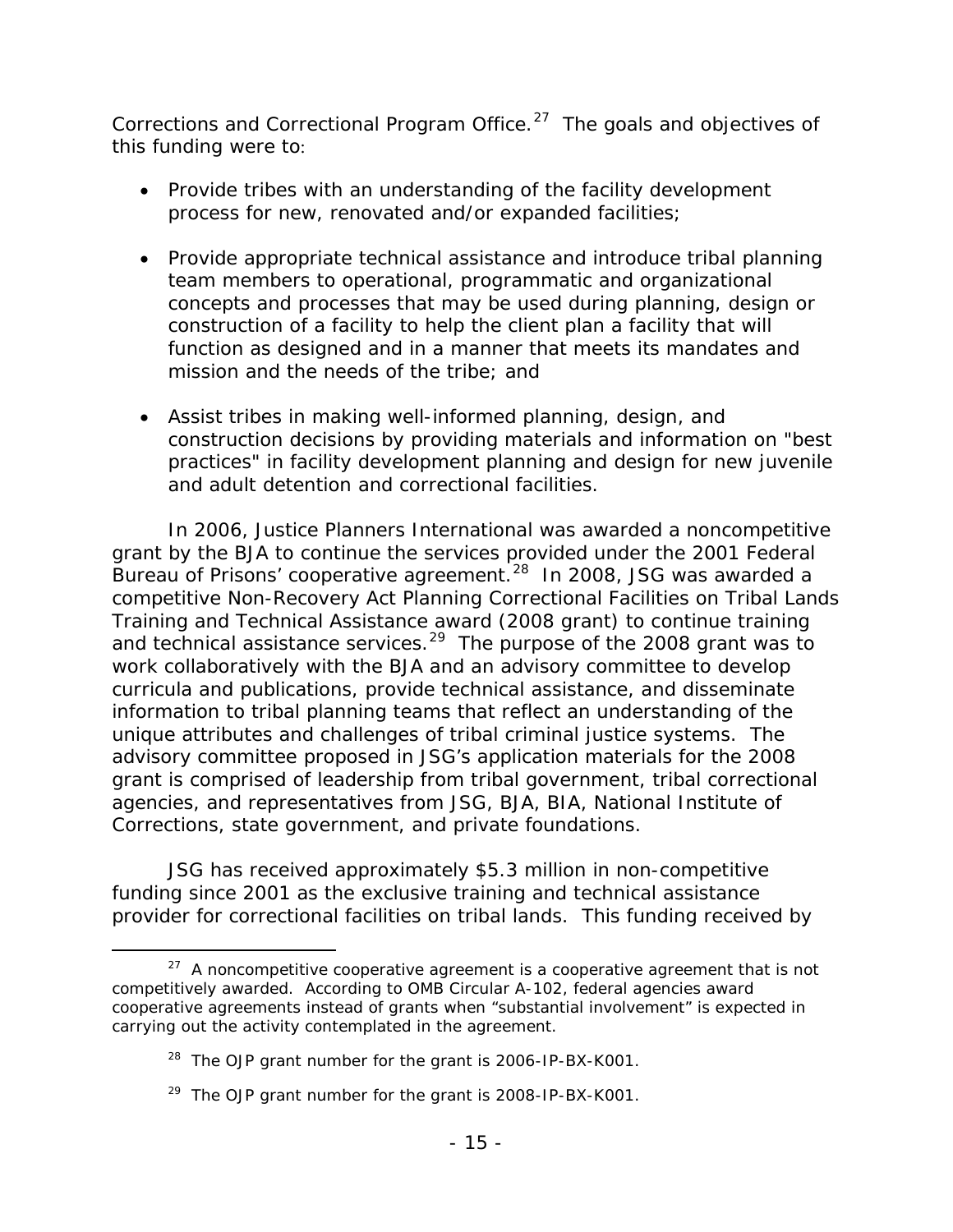Corrections and Correctional Program Office.[27] The goals and objectives of this funding were to:

- Provide tribes with an understanding of the facility development process for new, renovated and/or expanded facilities;

- Provide appropriate technical assistance and introduce tribal planning team members to operational, programmatic and organizational concepts and processes that may be used during planning, design or construction of a facility to help the client plan a facility that will function as designed and in a manner that meets its mandates and mission and the needs of the tribe; and

- Assist tribes in making well-informed planning, design, and construction decisions by providing materials and information on "best practices" in facility development planning and design for new juvenile and adult detention and correctional facilities.

In 2006, Justice Planners International was awarded a noncompetitive grant by the BJA to continue the services provided under the 2001 Federal Bureau of Prisons' cooperative agreement.[28] In 2008, JSG was awarded a competitive Non-Recovery Act Planning Correctional Facilities on Tribal Lands Training and Technical Assistance award (2008 grant) to continue training and technical assistance services.[29] The purpose of the 2008 grant was to work collaboratively with the BJA and an advisory committee to develop curricula and publications, provide technical assistance, and disseminate information to tribal planning teams that reflect an understanding of the unique attributes and challenges of tribal criminal justice systems. The advisory committee proposed in JSG's application materials for the 2008 grant is comprised of leadership from tribal government, tribal correctional agencies, and representatives from JSG, BJA, BIA, National Institute of Corrections, state government, and private foundations.

JSG has received approximately $5.3 million in non-competitive funding since 2001 as the exclusive training and technical assistance provider for correctional facilities on tribal lands. This funding received by

---

[27] A noncompetitive cooperative agreement is a cooperative agreement that is not competitively awarded. According to OMB Circular A-102, federal agencies award cooperative agreements instead of grants when "substantial involvement" is expected in carrying out the activity contemplated in the agreement.

[28] The OJP grant number for the grant is 2006-IP-BX-K001.

[29] The OJP grant number for the grant is 2008-IP-BX-K001.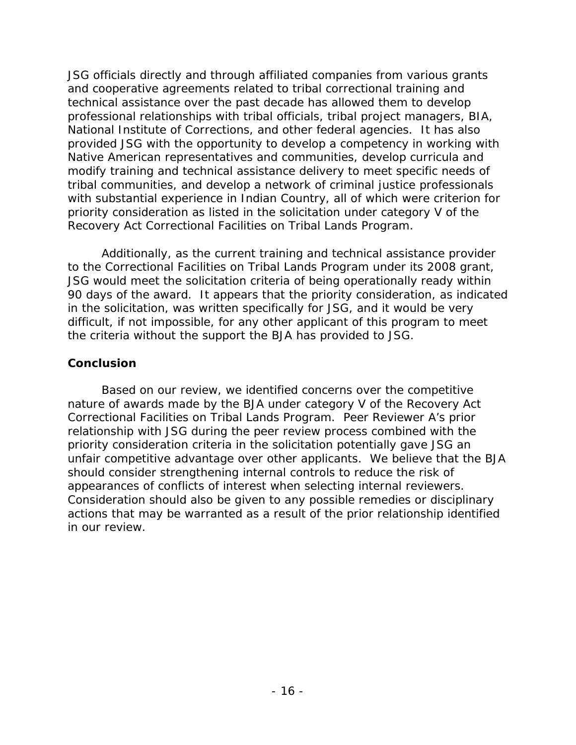JSG officials directly and through affiliated companies from various grants and cooperative agreements related to tribal correctional training and technical assistance over the past decade has allowed them to develop professional relationships with tribal officials, tribal project managers, BIA, National Institute of Corrections, and other federal agencies. It has also provided JSG with the opportunity to develop a competency in working with Native American representatives and communities, develop curricula and modify training and technical assistance delivery to meet specific needs of tribal communities, and develop a network of criminal justice professionals with substantial experience in Indian Country, all of which were criterion for priority consideration as listed in the solicitation under category V of the Recovery Act Correctional Facilities on Tribal Lands Program.

Additionally, as the current training and technical assistance provider to the Correctional Facilities on Tribal Lands Program under its 2008 grant, JSG would meet the solicitation criteria of being operationally ready within 90 days of the award. It appears that the priority consideration, as indicated in the solicitation, was written specifically for JSG, and it would be very difficult, if not impossible, for any other applicant of this program to meet the criteria without the support the BJA has provided to JSG.

## Conclusion

Based on our review, we identified concerns over the competitive nature of awards made by the BJA under category V of the Recovery Act Correctional Facilities on Tribal Lands Program. Peer Reviewer A's prior relationship with JSG during the peer review process combined with the priority consideration criteria in the solicitation potentially gave JSG an unfair competitive advantage over other applicants. We believe that the BJA should consider strengthening internal controls to reduce the risk of appearances of conflicts of interest when selecting internal reviewers. Consideration should also be given to any possible remedies or disciplinary actions that may be warranted as a result of the prior relationship identified in our review.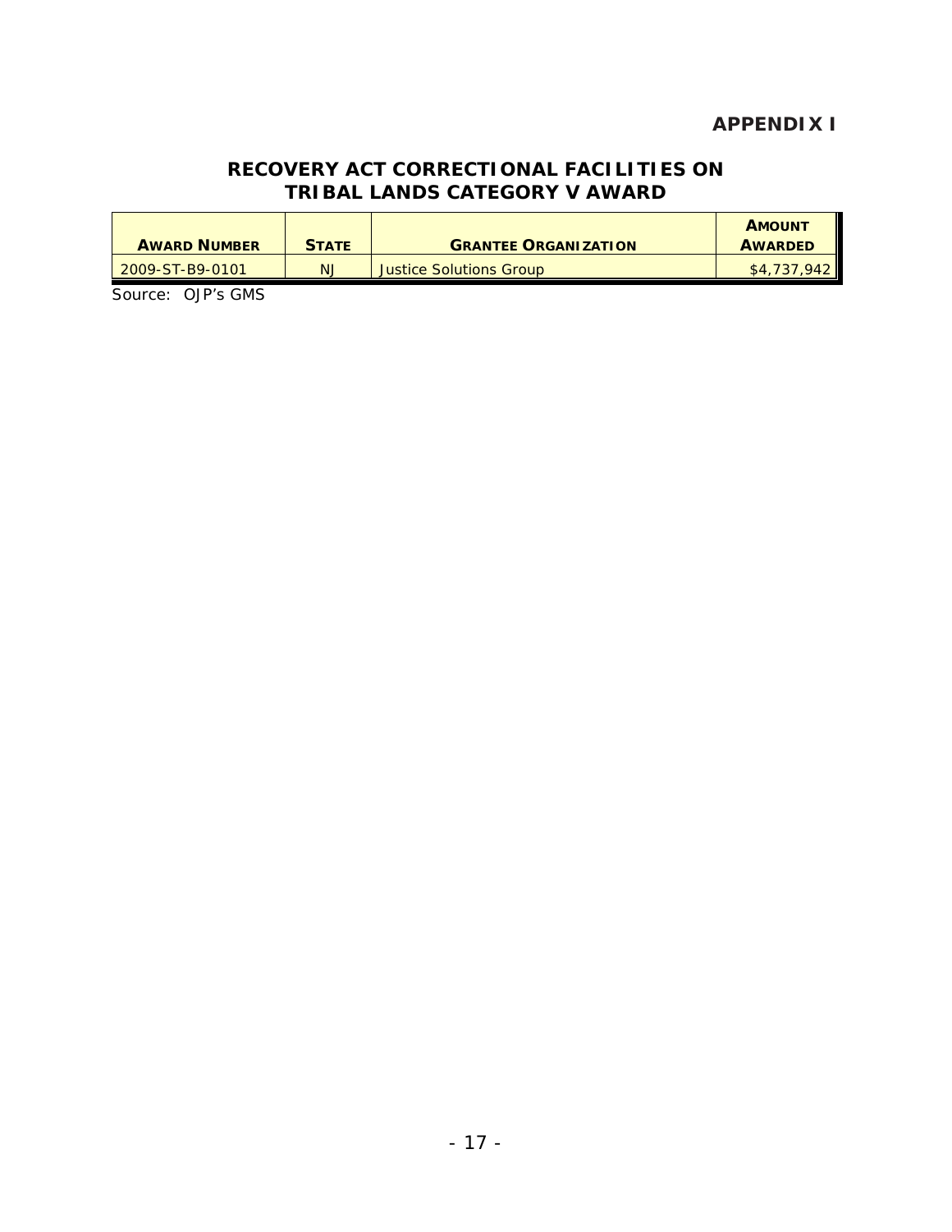# APPENDIX I

## RECOVERY ACT CORRECTIONAL FACILITIES ON TRIBAL LANDS CATEGORY V AWARD

| AWARD NUMBER | STATE | GRANTEE ORGANIZATION | AMOUNT AWARDED |
|---|---|---|---|
| 2009-ST-B9-0101 | NJ | Justice Solutions Group | $4,737,942 |

Source: OJP's GMS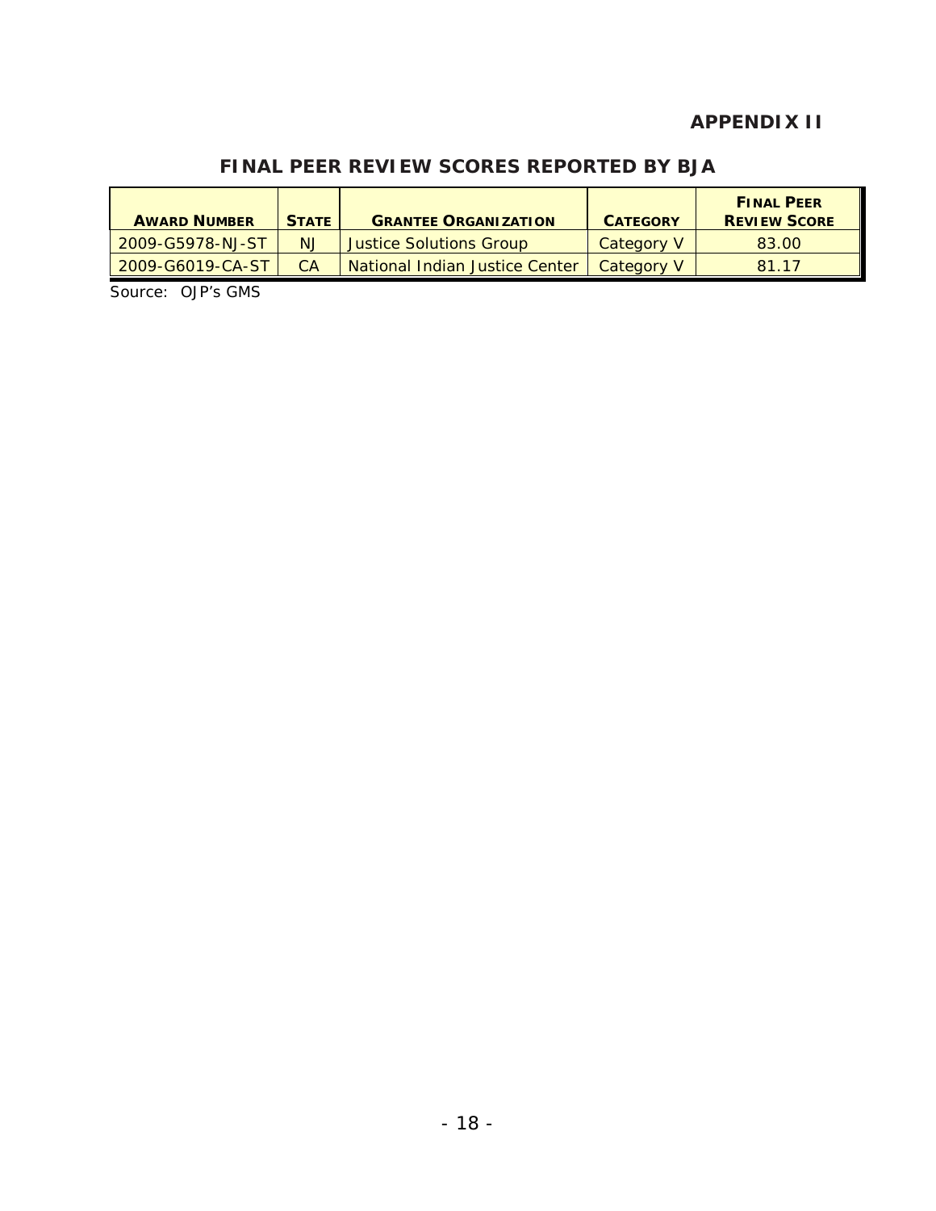# APPENDIX II

## FINAL PEER REVIEW SCORES REPORTED BY BJA

| AWARD NUMBER | STATE | GRANTEE ORGANIZATION | CATEGORY | FINAL PEER REVIEW SCORE |
|---|---|---|---|---|
| 2009-G5978-NJ-ST | NJ | Justice Solutions Group | Category V | 83.00 |
| 2009-G6019-CA-ST | CA | National Indian Justice Center | Category V | 81.17 |

Source: OJP's GMS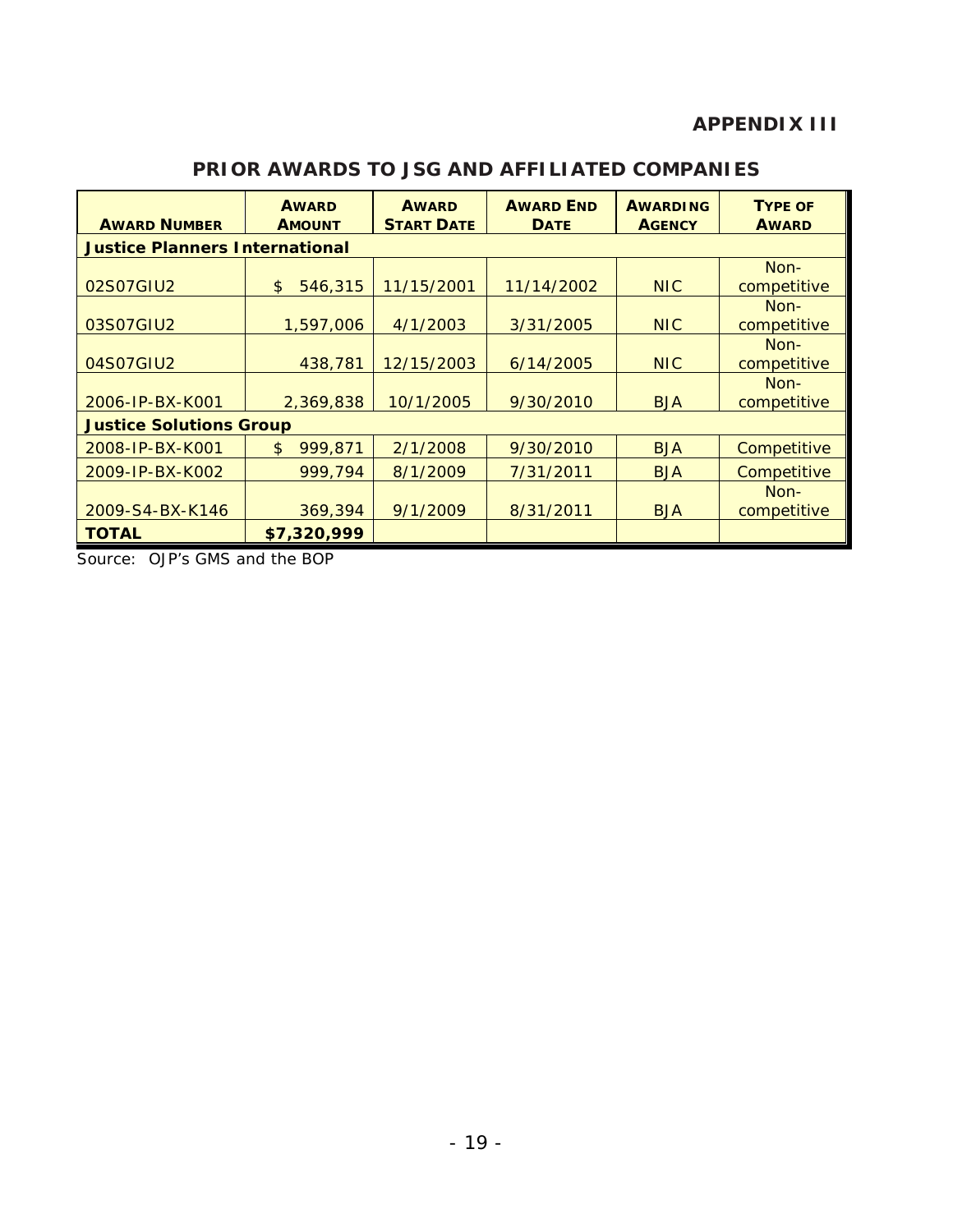## APPENDIX III

### PRIOR AWARDS TO JSG AND AFFILIATED COMPANIES

| AWARD NUMBER | AWARD AMOUNT | AWARD START DATE | AWARD END DATE | AWARDING AGENCY | TYPE OF AWARD |
|---|---|---|---|---|---|
| **Justice Planners International** | | | | | |
| 02S07GIU2 | $ 546,315 | 11/15/2001 | 11/14/2002 | NIC | Non-competitive |
| 03S07GIU2 | 1,597,006 | 4/1/2003 | 3/31/2005 | NIC | Non-competitive |
| 04S07GIU2 | 438,781 | 12/15/2003 | 6/14/2005 | NIC | Non-competitive |
| 2006-IP-BX-K001 | 2,369,838 | 10/1/2005 | 9/30/2010 | BJA | Non-competitive |
| **Justice Solutions Group** | | | | | |
| 2008-IP-BX-K001 | $ 999,871 | 2/1/2008 | 9/30/2010 | BJA | Competitive |
| 2009-IP-BX-K002 | 999,794 | 8/1/2009 | 7/31/2011 | BJA | Competitive |
| 2009-S4-BX-K146 | 369,394 | 9/1/2009 | 8/31/2011 | BJA | Non-competitive |
| **TOTAL** | **$7,320,999** | | | | |

Source: OJP's GMS and the BOP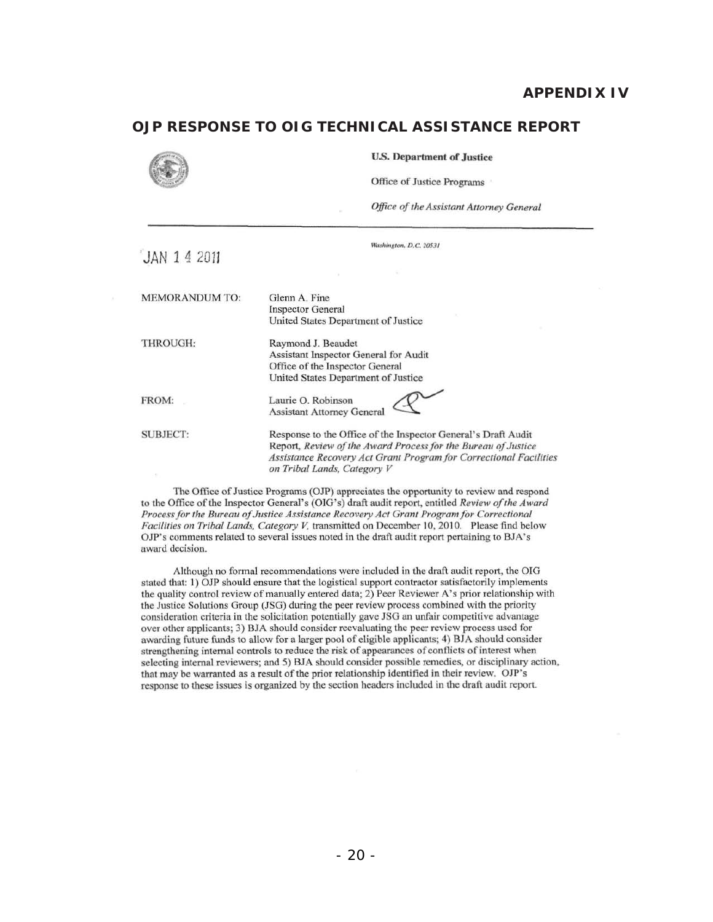## APPENDIX IV

## OJP RESPONSE TO OIG TECHNICAL ASSISTANCE REPORT

**U.S. Department of Justice**

Office of Justice Programs

*Office of the Assistant Attorney General*

JAN 14 2011

*Washington, D.C. 20531*

MEMORANDUM TO: Glenn A. Fine
Inspector General
United States Department of Justice

THROUGH: Raymond J. Beaudet
Assistant Inspector General for Audit
Office of the Inspector General
United States Department of Justice

FROM: Laurie O. Robinson
Assistant Attorney General

SUBJECT: Response to the Office of the Inspector General's Draft Audit Report, *Review of the Award Process for the Bureau of Justice Assistance Recovery Act Grant Program for Correctional Facilities on Tribal Lands, Category V*

The Office of Justice Programs (OJP) appreciates the opportunity to review and respond to the Office of the Inspector General's (OIG's) draft audit report, entitled *Review of the Award Process for the Bureau of Justice Assistance Recovery Act Grant Program for Correctional Facilities on Tribal Lands, Category V*, transmitted on December 10, 2010. Please find below OJP's comments related to several issues noted in the draft audit report pertaining to BJA's award decision.

Although no formal recommendations were included in the draft audit report, the OIG stated that: 1) OJP should ensure that the logistical support contractor satisfactorily implements the quality control review of manually entered data; 2) Peer Reviewer A's prior relationship with the Justice Solutions Group (JSG) during the peer review process combined with the priority consideration criteria in the solicitation potentially gave JSG an unfair competitive advantage over other applicants; 3) BJA should consider reevaluating the peer review process used for awarding future funds to allow for a larger pool of eligible applicants; 4) BJA should consider strengthening internal controls to reduce the risk of appearances of conflicts of interest when selecting internal reviewers; and 5) BJA should consider possible remedies, or disciplinary action, that may be warranted as a result of the prior relationship identified in their review. OJP's response to these issues is organized by the section headers included in the draft audit report.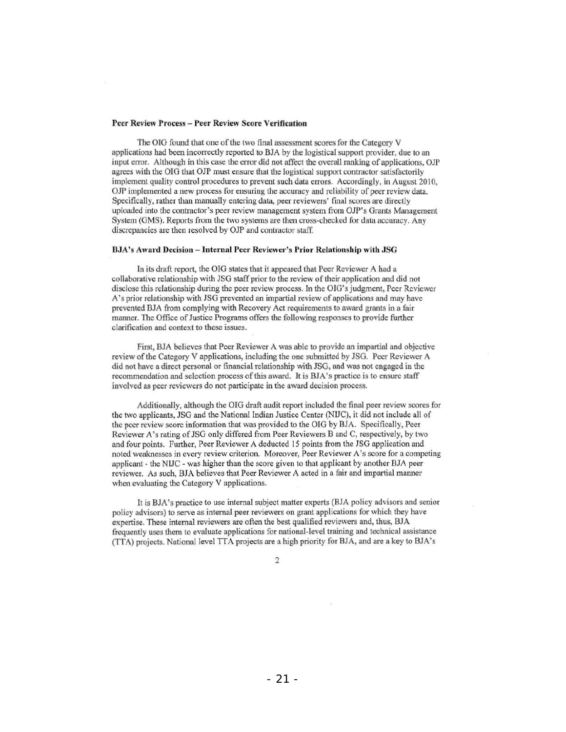**Peer Review Process – Peer Review Score Verification**

The OIG found that one of the two final assessment scores for the Category V applications had been incorrectly reported to BJA by the logistical support provider, due to an input error. Although in this case the error did not affect the overall ranking of applications, OJP agrees with the OIG that OJP must ensure that the logistical support contractor satisfactorily implement quality control procedures to prevent such data errors. Accordingly, in August 2010, OJP implemented a new process for ensuring the accuracy and reliability of peer review data. Specifically, rather than manually entering data, peer reviewers' final scores are directly uploaded into the contractor's peer review management system from OJP's Grants Management System (GMS). Reports from the two systems are then cross-checked for data accuracy. Any discrepancies are then resolved by OJP and contractor staff.

**BJA's Award Decision – Internal Peer Reviewer's Prior Relationship with JSG**

In its draft report, the OIG states that it appeared that Peer Reviewer A had a collaborative relationship with JSG staff prior to the review of their application and did not disclose this relationship during the peer review process. In the OIG's judgment, Peer Reviewer A's prior relationship with JSG prevented an impartial review of applications and may have prevented BJA from complying with Recovery Act requirements to award grants in a fair manner. The Office of Justice Programs offers the following responses to provide further clarification and context to these issues.

First, BJA believes that Peer Reviewer A was able to provide an impartial and objective review of the Category V applications, including the one submitted by JSG. Peer Reviewer A did not have a direct personal or financial relationship with JSG, and was not engaged in the recommendation and selection process of this award. It is BJA's practice is to ensure staff involved as peer reviewers do not participate in the award decision process.

Additionally, although the OIG draft audit report included the final peer review scores for the two applicants, JSG and the National Indian Justice Center (NIJC), it did not include all of the peer review score information that was provided to the OIG by BJA. Specifically, Peer Reviewer A's rating of JSG only differed from Peer Reviewers B and C, respectively, by two and four points. Further, Peer Reviewer A deducted 15 points from the JSG application and noted weaknesses in every review criterion. Moreover, Peer Reviewer A's score for a competing applicant - the NIJC - was higher than the score given to that applicant by another BJA peer reviewer. As such, BJA believes that Peer Reviewer A acted in a fair and impartial manner when evaluating the Category V applications.

It is BJA's practice to use internal subject matter experts (BJA policy advisors and senior policy advisors) to serve as internal peer reviewers on grant applications for which they have expertise. These internal reviewers are often the best qualified reviewers and, thus, BJA frequently uses them to evaluate applications for national-level training and technical assistance (TTA) projects. National level TTA projects are a high priority for BJA, and are a key to BJA's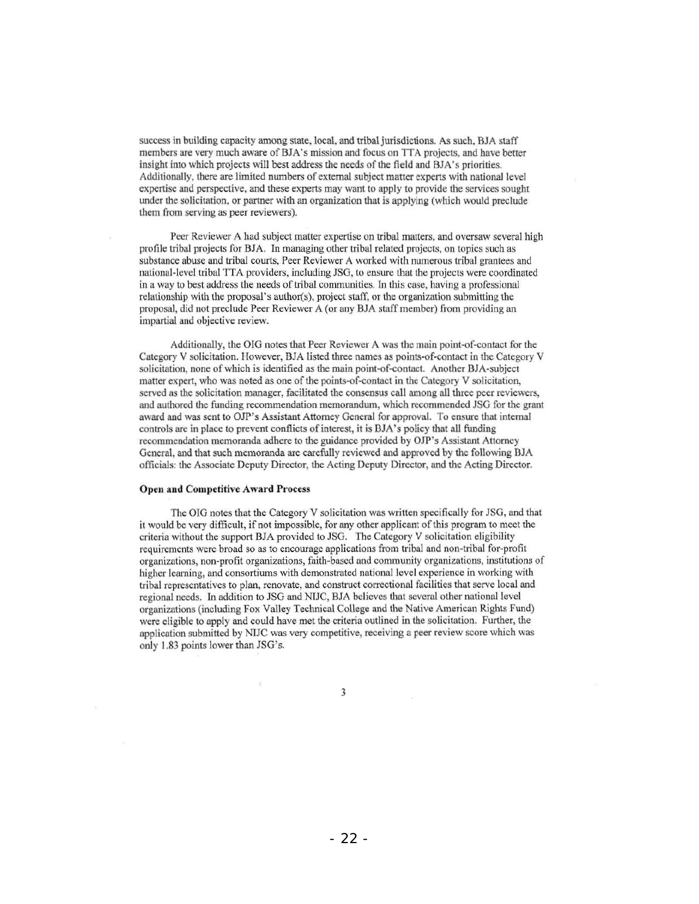success in building capacity among state, local, and tribal jurisdictions. As such, BJA staff members are very much aware of BJA's mission and focus on TTA projects, and have better insight into which projects will best address the needs of the field and BJA's priorities. Additionally, there are limited numbers of external subject matter experts with national level expertise and perspective, and these experts may want to apply to provide the services sought under the solicitation, or partner with an organization that is applying (which would preclude them from serving as peer reviewers).

Peer Reviewer A had subject matter expertise on tribal matters, and oversaw several high profile tribal projects for BJA. In managing other tribal related projects, on topics such as substance abuse and tribal courts, Peer Reviewer A worked with numerous tribal grantees and national-level tribal TTA providers, including JSG, to ensure that the projects were coordinated in a way to best address the needs of tribal communities. In this case, having a professional relationship with the proposal's author(s), project staff, or the organization submitting the proposal, did not preclude Peer Reviewer A (or any BJA staff member) from providing an impartial and objective review.

Additionally, the OIG notes that Peer Reviewer A was the main point-of-contact for the Category V solicitation. However, BJA listed three names as points-of-contact in the Category V solicitation, none of which is identified as the main point-of-contact. Another BJA-subject matter expert, who was noted as one of the points-of-contact in the Category V solicitation, served as the solicitation manager, facilitated the consensus call among all three peer reviewers, and authored the funding recommendation memorandum, which recommended JSG for the grant award and was sent to OJP's Assistant Attorney General for approval. To ensure that internal controls are in place to prevent conflicts of interest, it is BJA's policy that all funding recommendation memoranda adhere to the guidance provided by OJP's Assistant Attorney General, and that such memoranda are carefully reviewed and approved by the following BJA officials: the Associate Deputy Director, the Acting Deputy Director, and the Acting Director.

**Open and Competitive Award Process**

The OIG notes that the Category V solicitation was written specifically for JSG, and that it would be very difficult, if not impossible, for any other applicant of this program to meet the criteria without the support BJA provided to JSG. The Category V solicitation eligibility requirements were broad so as to encourage applications from tribal and non-tribal for-profit organizations, non-profit organizations, faith-based and community organizations, institutions of higher learning, and consortiums with demonstrated national level experience in working with tribal representatives to plan, renovate, and construct correctional facilities that serve local and regional needs. In addition to JSG and NIJC, BJA believes that several other national level organizations (including Fox Valley Technical College and the Native American Rights Fund) were eligible to apply and could have met the criteria outlined in the solicitation. Further, the application submitted by NIJC was very competitive, receiving a peer review score which was only 1.83 points lower than JSG's.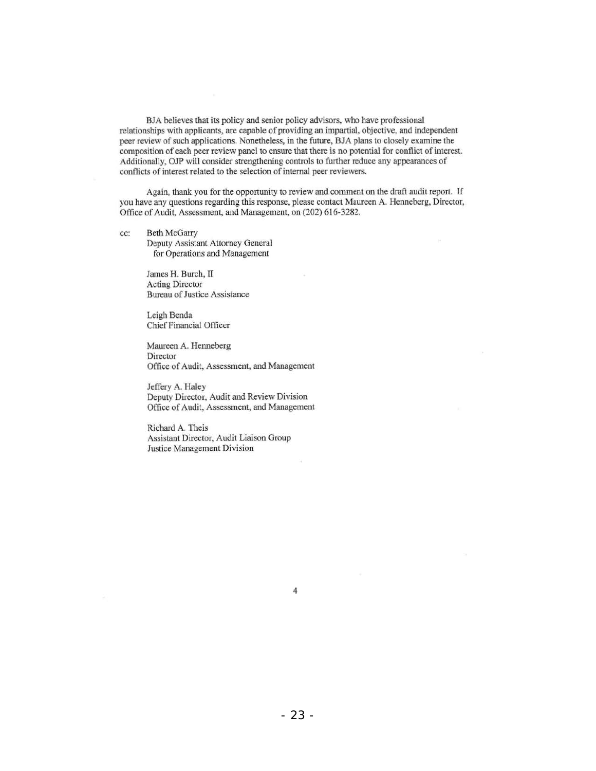BJA believes that its policy and senior policy advisors, who have professional relationships with applicants, are capable of providing an impartial, objective, and independent peer review of such applications. Nonetheless, in the future, BJA plans to closely examine the composition of each peer review panel to ensure that there is no potential for conflict of interest. Additionally, OJP will consider strengthening controls to further reduce any appearances of conflicts of interest related to the selection of internal peer reviewers.

Again, thank you for the opportunity to review and comment on the draft audit report. If you have any questions regarding this response, please contact Maureen A. Henneberg, Director, Office of Audit, Assessment, and Management, on (202) 616-3282.

cc: Beth McGarry
Deputy Assistant Attorney General
for Operations and Management

James H. Burch, II
Acting Director
Bureau of Justice Assistance

Leigh Benda
Chief Financial Officer

Maureen A. Henneberg
Director
Office of Audit, Assessment, and Management

Jeffery A. Haley
Deputy Director, Audit and Review Division
Office of Audit, Assessment, and Management

Richard A. Theis
Assistant Director, Audit Liaison Group
Justice Management Division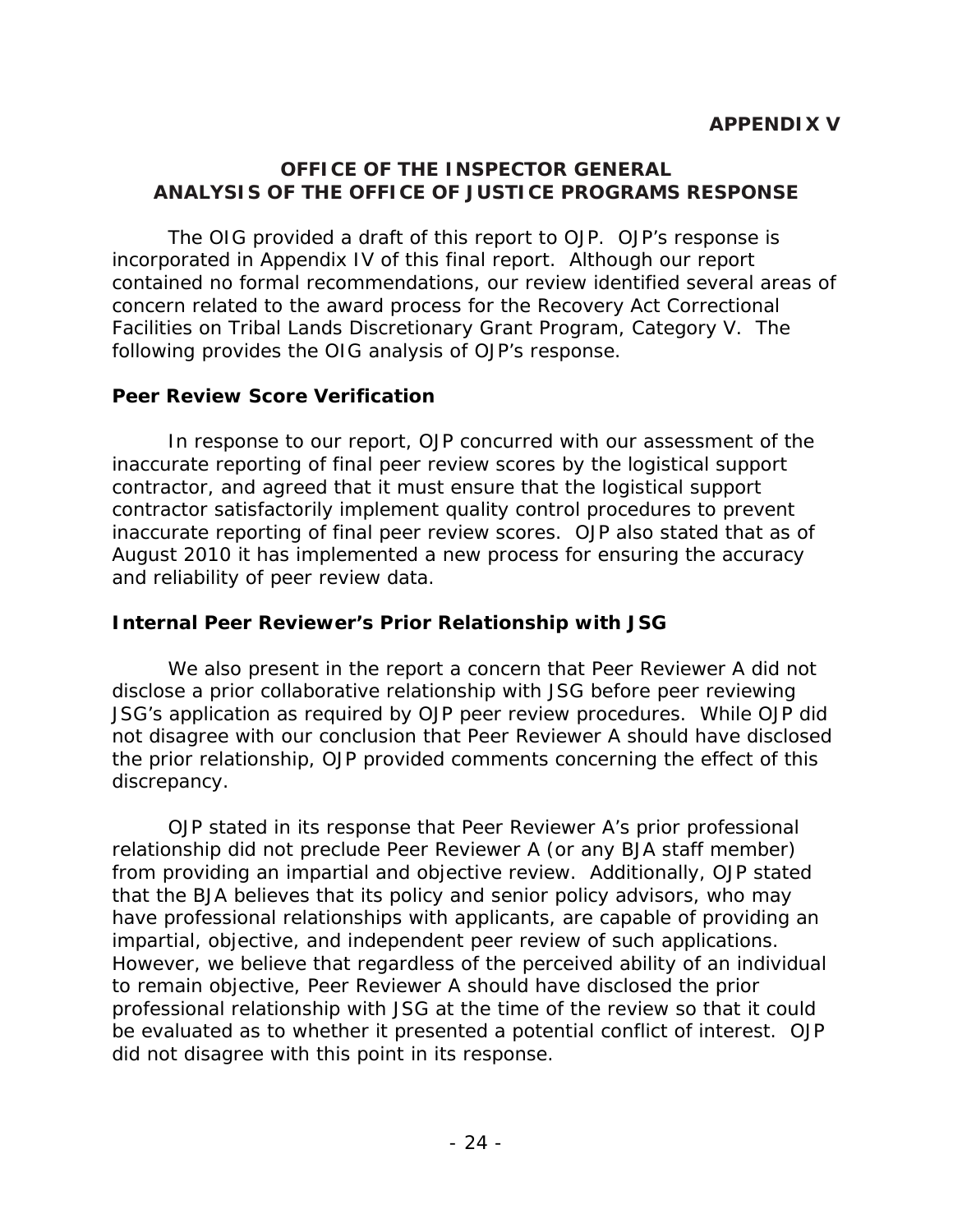**APPENDIX V**

# OFFICE OF THE INSPECTOR GENERAL ANALYSIS OF THE OFFICE OF JUSTICE PROGRAMS RESPONSE

The OIG provided a draft of this report to OJP. OJP's response is incorporated in Appendix IV of this final report. Although our report contained no formal recommendations, our review identified several areas of concern related to the award process for the Recovery Act Correctional Facilities on Tribal Lands Discretionary Grant Program, Category V. The following provides the OIG analysis of OJP's response.

## Peer Review Score Verification

In response to our report, OJP concurred with our assessment of the inaccurate reporting of final peer review scores by the logistical support contractor, and agreed that it must ensure that the logistical support contractor satisfactorily implement quality control procedures to prevent inaccurate reporting of final peer review scores. OJP also stated that as of August 2010 it has implemented a new process for ensuring the accuracy and reliability of peer review data.

## Internal Peer Reviewer's Prior Relationship with JSG

We also present in the report a concern that Peer Reviewer A did not disclose a prior collaborative relationship with JSG before peer reviewing JSG's application as required by OJP peer review procedures. While OJP did not disagree with our conclusion that Peer Reviewer A should have disclosed the prior relationship, OJP provided comments concerning the effect of this discrepancy.

OJP stated in its response that Peer Reviewer A's prior professional relationship did not preclude Peer Reviewer A (or any BJA staff member) from providing an impartial and objective review. Additionally, OJP stated that the BJA believes that its policy and senior policy advisors, who may have professional relationships with applicants, are capable of providing an impartial, objective, and independent peer review of such applications. However, we believe that regardless of the perceived ability of an individual to remain objective, Peer Reviewer A should have disclosed the prior professional relationship with JSG at the time of the review so that it could be evaluated as to whether it presented a potential conflict of interest. OJP did not disagree with this point in its response.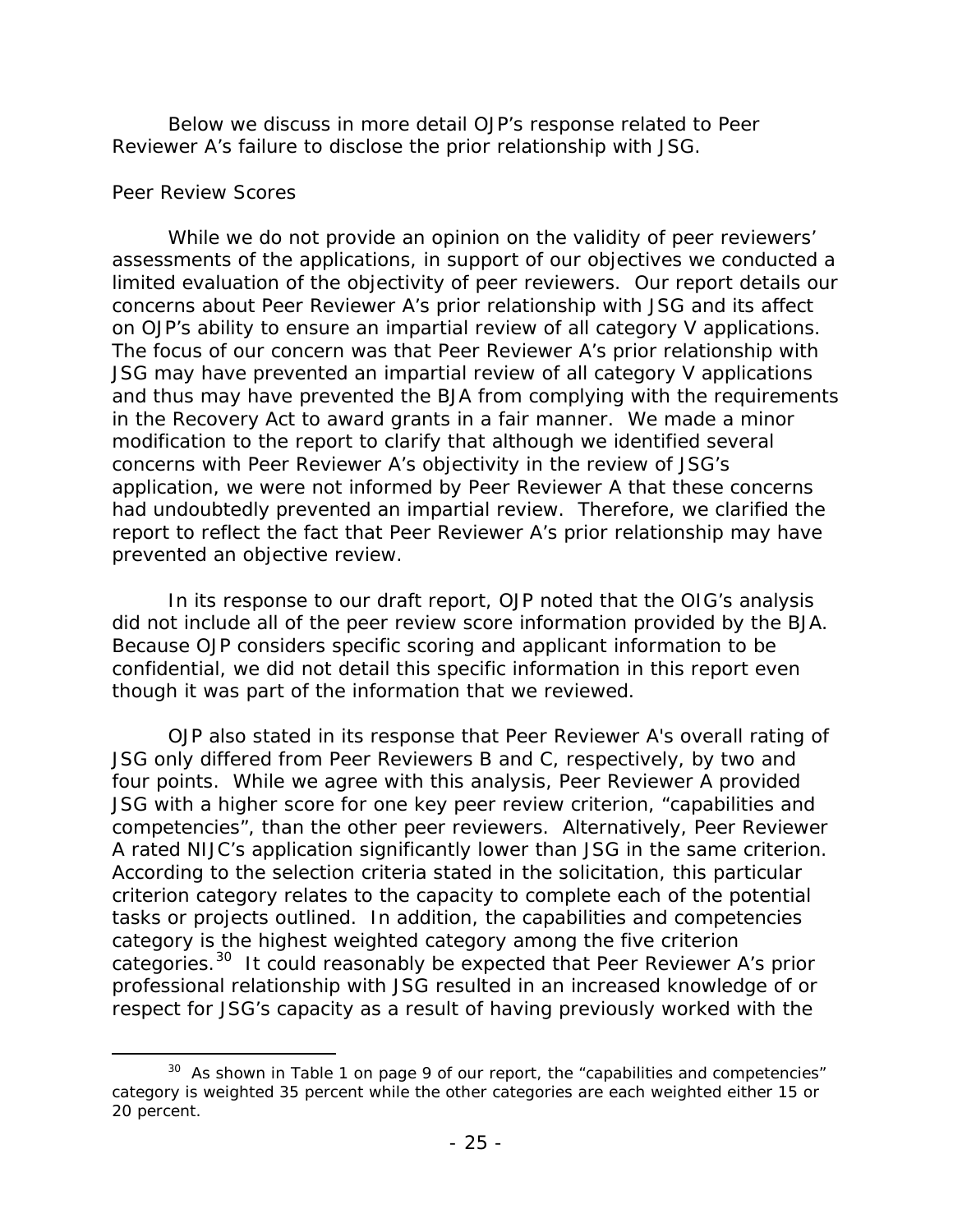Below we discuss in more detail OJP's response related to Peer Reviewer A's failure to disclose the prior relationship with JSG.

*Peer Review Scores*

While we do not provide an opinion on the validity of peer reviewers' assessments of the applications, in support of our objectives we conducted a limited evaluation of the objectivity of peer reviewers. Our report details our concerns about Peer Reviewer A's prior relationship with JSG and its affect on OJP's ability to ensure an impartial review of all category V applications. The focus of our concern was that Peer Reviewer A's prior relationship with JSG may have prevented an impartial review of all category V applications and thus may have prevented the BJA from complying with the requirements in the Recovery Act to award grants in a fair manner. We made a minor modification to the report to clarify that although we identified several concerns with Peer Reviewer A's objectivity in the review of JSG's application, we were not informed by Peer Reviewer A that these concerns had undoubtedly prevented an impartial review. Therefore, we clarified the report to reflect the fact that Peer Reviewer A's prior relationship may have prevented an objective review.

In its response to our draft report, OJP noted that the OIG's analysis did not include all of the peer review score information provided by the BJA. Because OJP considers specific scoring and applicant information to be confidential, we did not detail this specific information in this report even though it was part of the information that we reviewed.

OJP also stated in its response that Peer Reviewer A's overall rating of JSG only differed from Peer Reviewers B and C, respectively, by two and four points. While we agree with this analysis, Peer Reviewer A provided JSG with a higher score for one key peer review criterion, "capabilities and competencies", than the other peer reviewers. Alternatively, Peer Reviewer A rated NIJC's application significantly lower than JSG in the same criterion. According to the selection criteria stated in the solicitation, this particular criterion category relates to the capacity to complete each of the potential tasks or projects outlined. In addition, the capabilities and competencies category is the highest weighted category among the five criterion categories.[30] It could reasonably be expected that Peer Reviewer A's prior professional relationship with JSG resulted in an increased knowledge of or respect for JSG's capacity as a result of having previously worked with the

[30] As shown in Table 1 on page 9 of our report, the "capabilities and competencies" category is weighted 35 percent while the other categories are each weighted either 15 or 20 percent.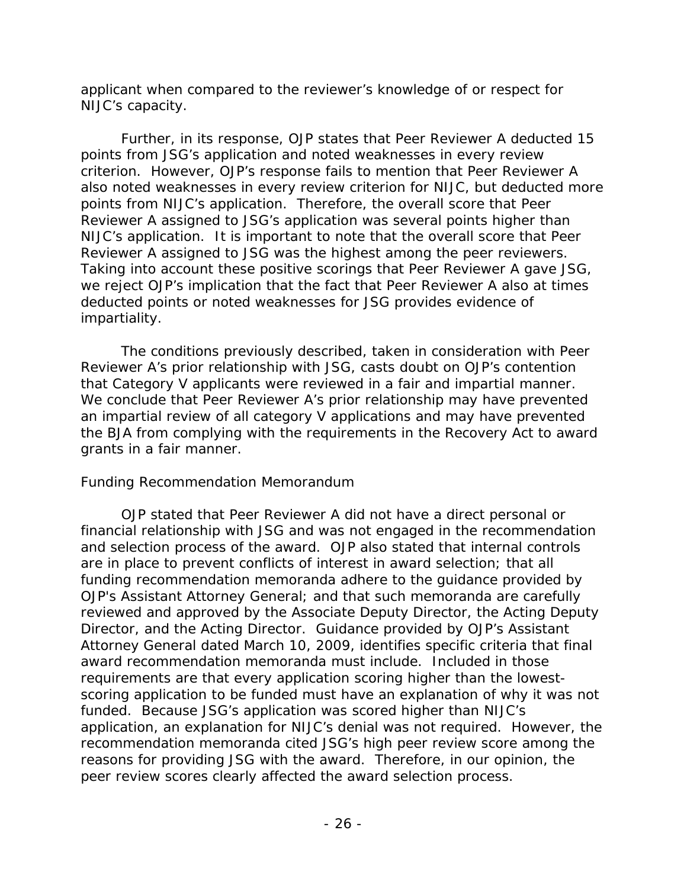applicant when compared to the reviewer's knowledge of or respect for NIJC's capacity.

Further, in its response, OJP states that Peer Reviewer A deducted 15 points from JSG's application and noted weaknesses in every review criterion. However, OJP's response fails to mention that Peer Reviewer A also noted weaknesses in every review criterion for NIJC, but deducted more points from NIJC's application. Therefore, the overall score that Peer Reviewer A assigned to JSG's application was several points higher than NIJC's application. It is important to note that the overall score that Peer Reviewer A assigned to JSG was the highest among the peer reviewers. Taking into account these positive scorings that Peer Reviewer A gave JSG, we reject OJP's implication that the fact that Peer Reviewer A also at times deducted points or noted weaknesses for JSG provides evidence of impartiality.

The conditions previously described, taken in consideration with Peer Reviewer A's prior relationship with JSG, casts doubt on OJP's contention that Category V applicants were reviewed in a fair and impartial manner. We conclude that Peer Reviewer A's prior relationship may have prevented an impartial review of all category V applications and may have prevented the BJA from complying with the requirements in the Recovery Act to award grants in a fair manner.

*Funding Recommendation Memorandum*

OJP stated that Peer Reviewer A did not have a direct personal or financial relationship with JSG and was not engaged in the recommendation and selection process of the award. OJP also stated that internal controls are in place to prevent conflicts of interest in award selection; that all funding recommendation memoranda adhere to the guidance provided by OJP's Assistant Attorney General; and that such memoranda are carefully reviewed and approved by the Associate Deputy Director, the Acting Deputy Director, and the Acting Director. Guidance provided by OJP's Assistant Attorney General dated March 10, 2009, identifies specific criteria that final award recommendation memoranda must include. Included in those requirements are that every application scoring higher than the lowest-scoring application to be funded must have an explanation of why it was not funded. Because JSG's application was scored higher than NIJC's application, an explanation for NIJC's denial was not required. However, the recommendation memoranda cited JSG's high peer review score among the reasons for providing JSG with the award. Therefore, in our opinion, the peer review scores clearly affected the award selection process.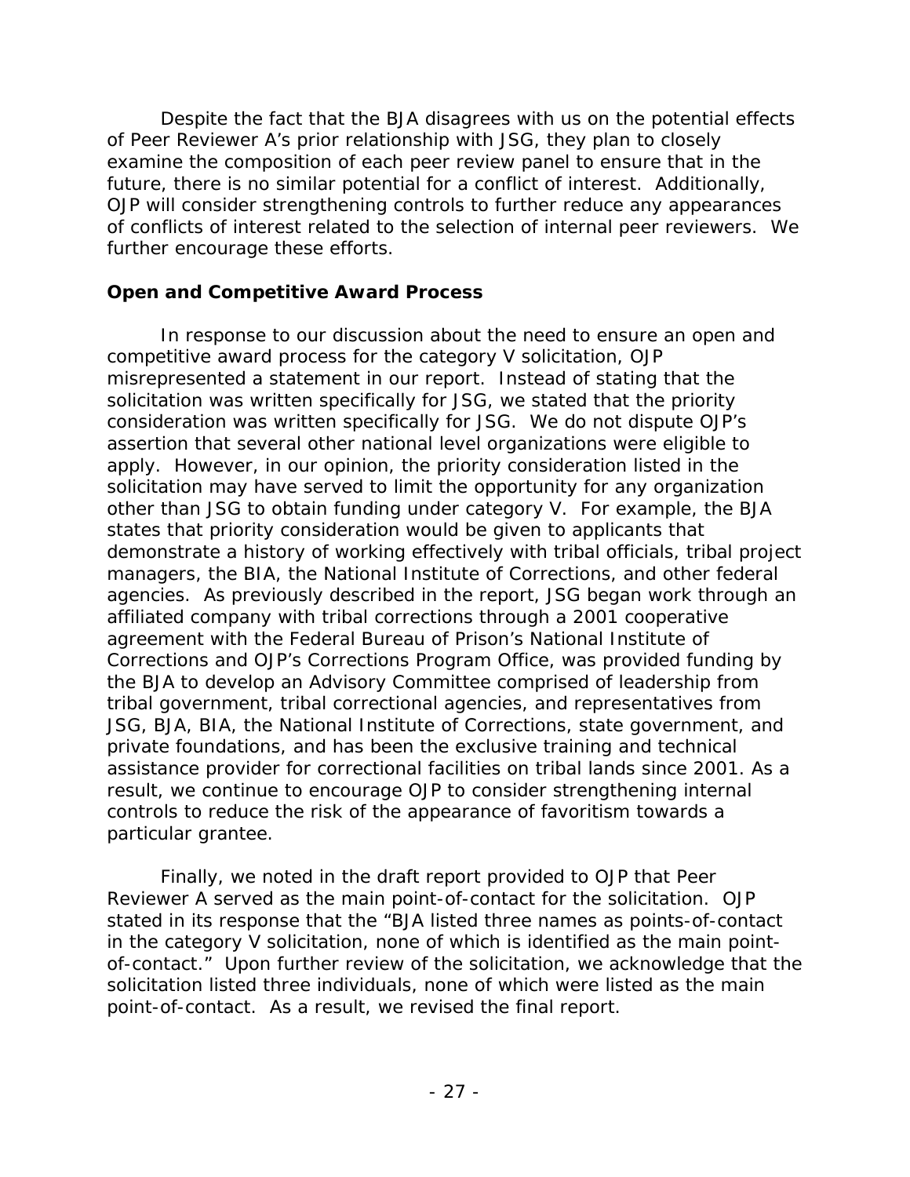Despite the fact that the BJA disagrees with us on the potential effects of Peer Reviewer A's prior relationship with JSG, they plan to closely examine the composition of each peer review panel to ensure that in the future, there is no similar potential for a conflict of interest. Additionally, OJP will consider strengthening controls to further reduce any appearances of conflicts of interest related to the selection of internal peer reviewers. We further encourage these efforts.

**Open and Competitive Award Process**

In response to our discussion about the need to ensure an open and competitive award process for the category V solicitation, OJP misrepresented a statement in our report. Instead of stating that the solicitation was written specifically for JSG, we stated that the priority consideration was written specifically for JSG. We do not dispute OJP's assertion that several other national level organizations were eligible to apply. However, in our opinion, the priority consideration listed in the solicitation may have served to limit the opportunity for any organization other than JSG to obtain funding under category V. For example, the BJA states that priority consideration would be given to applicants that demonstrate a history of working effectively with tribal officials, tribal project managers, the BIA, the National Institute of Corrections, and other federal agencies. As previously described in the report, JSG began work through an affiliated company with tribal corrections through a 2001 cooperative agreement with the Federal Bureau of Prison's National Institute of Corrections and OJP's Corrections Program Office, was provided funding by the BJA to develop an Advisory Committee comprised of leadership from tribal government, tribal correctional agencies, and representatives from JSG, BJA, BIA, the National Institute of Corrections, state government, and private foundations, and has been the exclusive training and technical assistance provider for correctional facilities on tribal lands since 2001. As a result, we continue to encourage OJP to consider strengthening internal controls to reduce the risk of the appearance of favoritism towards a particular grantee.

Finally, we noted in the draft report provided to OJP that Peer Reviewer A served as the main point-of-contact for the solicitation. OJP stated in its response that the "BJA listed three names as points-of-contact in the category V solicitation, none of which is identified as the main point-of-contact." Upon further review of the solicitation, we acknowledge that the solicitation listed three individuals, none of which were listed as the main point-of-contact. As a result, we revised the final report.